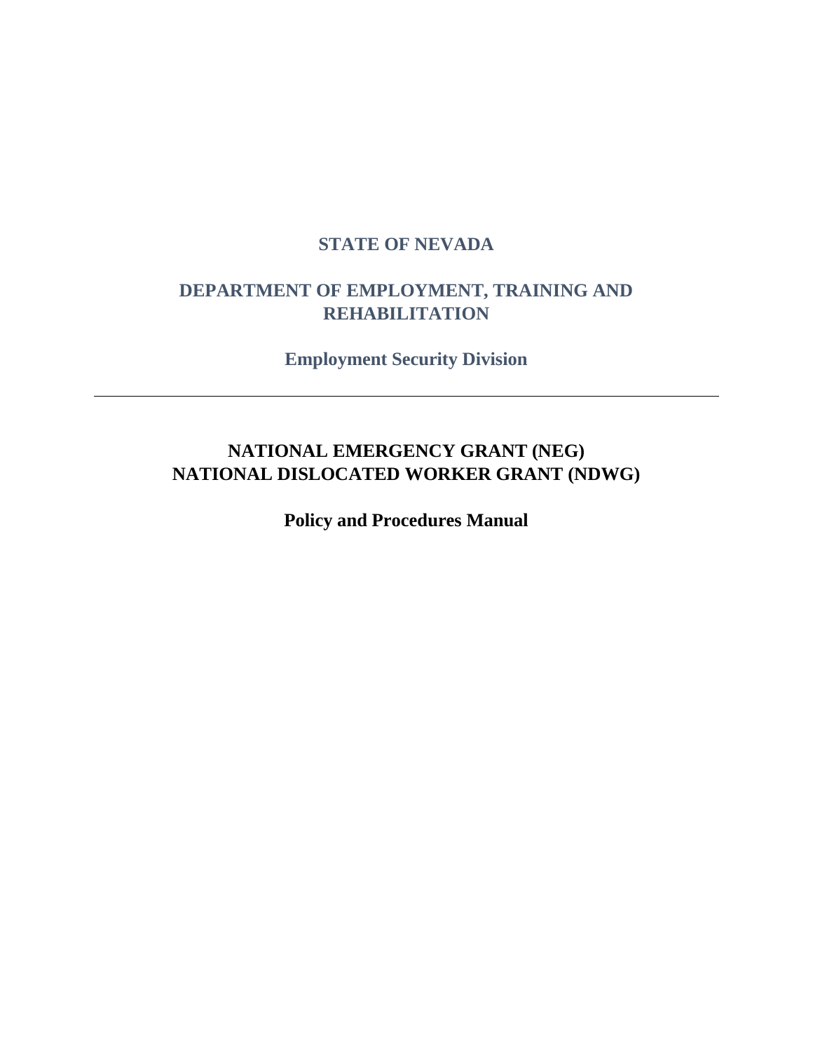# STATE OF NEVADA

## DEPARTMENT OF EMPLOYMENT, TRAINING AND REHABILITATION

### Employment Security Division

---

# NATIONAL EMERGENCY GRANT (NEG)
# NATIONAL DISLOCATED WORKER GRANT (NDWG)

## Policy and Procedures Manual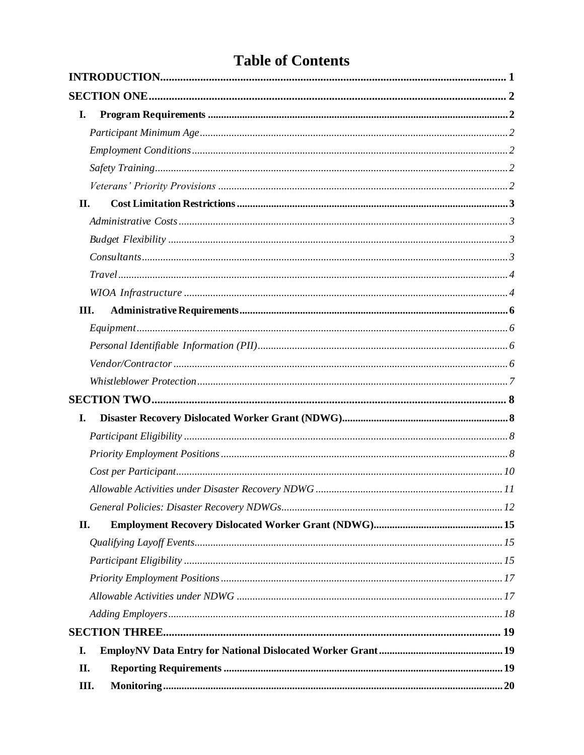# Table of Contents

**INTRODUCTION** ..... 1

**SECTION ONE** ..... 2

- **I. Program Requirements** ..... 2
  - *Participant Minimum Age* ..... 2
  - *Employment Conditions* ..... 2
  - *Safety Training* ..... 2
  - *Veterans' Priority Provisions* ..... 2
- **II. Cost Limitation Restrictions** ..... 3
  - *Administrative Costs* ..... 3
  - *Budget Flexibility* ..... 3
  - *Consultants* ..... 3
  - *Travel* ..... 4
  - *WIOA Infrastructure* ..... 4
- **III. Administrative Requirements** ..... 6
  - *Equipment* ..... 6
  - *Personal Identifiable Information (PII)* ..... 6
  - *Vendor/Contractor* ..... 6
  - *Whistleblower Protection* ..... 7

**SECTION TWO** ..... 8

- **I. Disaster Recovery Dislocated Worker Grant (NDWG)** ..... 8
  - *Participant Eligibility* ..... 8
  - *Priority Employment Positions* ..... 8
  - *Cost per Participant* ..... 10
  - *Allowable Activities under Disaster Recovery NDWG* ..... 11
  - *General Policies: Disaster Recovery NDWGs* ..... 12
- **II. Employment Recovery Dislocated Worker Grant (NDWG)** ..... 15
  - *Qualifying Layoff Events* ..... 15
  - *Participant Eligibility* ..... 15
  - *Priority Employment Positions* ..... 17
  - *Allowable Activities under NDWG* ..... 17
  - *Adding Employers* ..... 18

**SECTION THREE** ..... 19

- **I. EmployNV Data Entry for National Dislocated Worker Grant** ..... 19
- **II. Reporting Requirements** ..... 19
- **III. Monitoring** ..... 20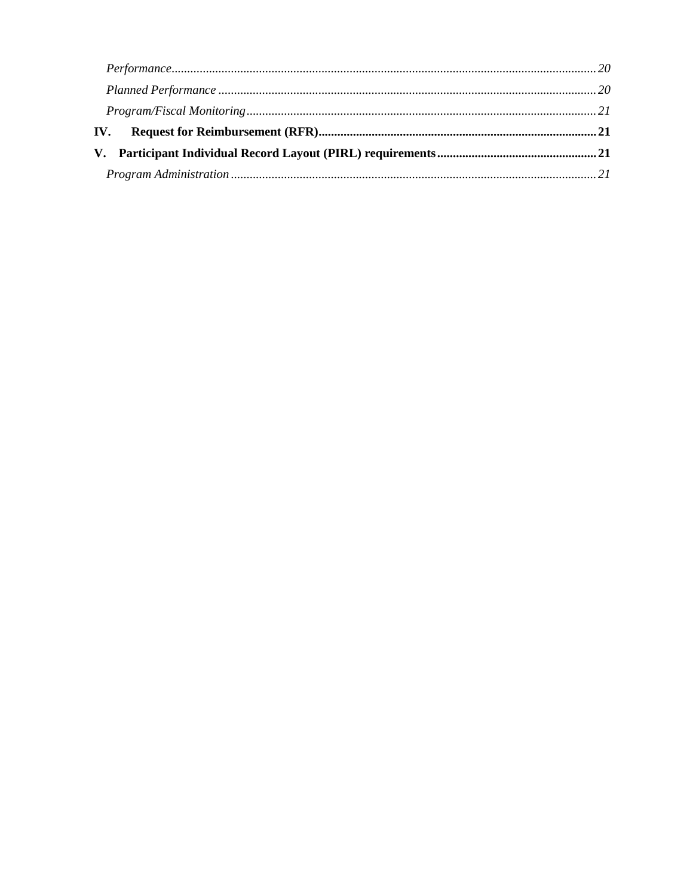*Performance* ........................................................................................................................ 20
*Planned Performance* ........................................................................................................ 20
*Program/Fiscal Monitoring* ................................................................................................ 21

**IV. Request for Reimbursement (RFR)** ........................................................................... 21

**V. Participant Individual Record Layout (PIRL) requirements** ................................................. 21

*Program Administration* ..................................................................................................... 21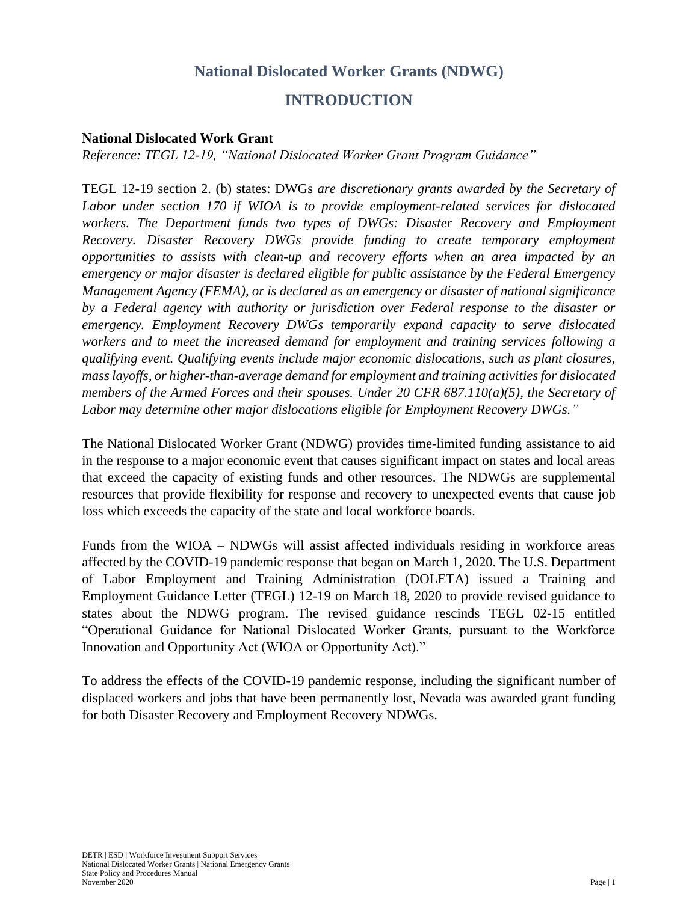# National Dislocated Worker Grants (NDWG)

## INTRODUCTION

**National Dislocated Work Grant**

*Reference: TEGL 12-19, "National Dislocated Worker Grant Program Guidance"*

TEGL 12-19 section 2. (b) states: DWGs *are discretionary grants awarded by the Secretary of Labor under section 170 if WIOA is to provide employment-related services for dislocated workers. The Department funds two types of DWGs: Disaster Recovery and Employment Recovery. Disaster Recovery DWGs provide funding to create temporary employment opportunities to assists with clean-up and recovery efforts when an area impacted by an emergency or major disaster is declared eligible for public assistance by the Federal Emergency Management Agency (FEMA), or is declared as an emergency or disaster of national significance by a Federal agency with authority or jurisdiction over Federal response to the disaster or emergency. Employment Recovery DWGs temporarily expand capacity to serve dislocated workers and to meet the increased demand for employment and training services following a qualifying event. Qualifying events include major economic dislocations, such as plant closures, mass layoffs, or higher-than-average demand for employment and training activities for dislocated members of the Armed Forces and their spouses. Under 20 CFR 687.110(a)(5), the Secretary of Labor may determine other major dislocations eligible for Employment Recovery DWGs."*

The National Dislocated Worker Grant (NDWG) provides time-limited funding assistance to aid in the response to a major economic event that causes significant impact on states and local areas that exceed the capacity of existing funds and other resources. The NDWGs are supplemental resources that provide flexibility for response and recovery to unexpected events that cause job loss which exceeds the capacity of the state and local workforce boards.

Funds from the WIOA – NDWGs will assist affected individuals residing in workforce areas affected by the COVID-19 pandemic response that began on March 1, 2020. The U.S. Department of Labor Employment and Training Administration (DOLETA) issued a Training and Employment Guidance Letter (TEGL) 12-19 on March 18, 2020 to provide revised guidance to states about the NDWG program. The revised guidance rescinds TEGL 02-15 entitled "Operational Guidance for National Dislocated Worker Grants, pursuant to the Workforce Innovation and Opportunity Act (WIOA or Opportunity Act)."

To address the effects of the COVID-19 pandemic response, including the significant number of displaced workers and jobs that have been permanently lost, Nevada was awarded grant funding for both Disaster Recovery and Employment Recovery NDWGs.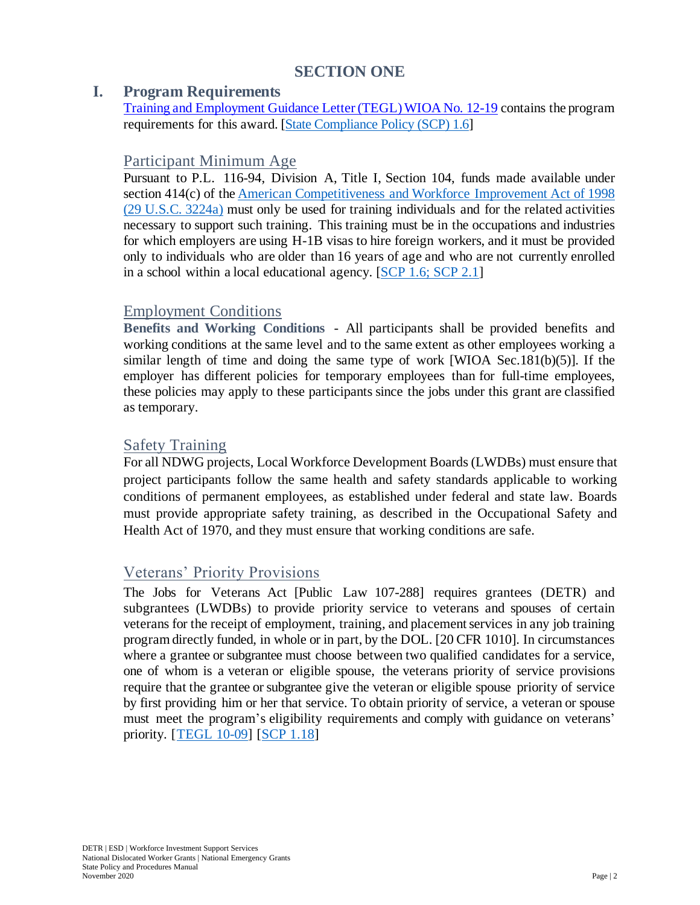# SECTION ONE

## I. Program Requirements

[Training and Employment Guidance Letter (TEGL) WIOA No. 12-19](#) contains the program requirements for this award. [[State Compliance Policy (SCP) 1.6](#)]

### Participant Minimum Age

Pursuant to P.L. 116-94, Division A, Title I, Section 104, funds made available under section 414(c) of the [American Competitiveness and Workforce Improvement Act of 1998 (29 U.S.C. 3224a)](#) must only be used for training individuals and for the related activities necessary to support such training. This training must be in the occupations and industries for which employers are using H-1B visas to hire foreign workers, and it must be provided only to individuals who are older than 16 years of age and who are not currently enrolled in a school within a local educational agency. [[SCP 1.6; SCP 2.1](#)]

### Employment Conditions

**Benefits and Working Conditions** - All participants shall be provided benefits and working conditions at the same level and to the same extent as other employees working a similar length of time and doing the same type of work [WIOA Sec.181(b)(5)]. If the employer has different policies for temporary employees than for full-time employees, these policies may apply to these participants since the jobs under this grant are classified as temporary.

### Safety Training

For all NDWG projects, Local Workforce Development Boards (LWDBs) must ensure that project participants follow the same health and safety standards applicable to working conditions of permanent employees, as established under federal and state law. Boards must provide appropriate safety training, as described in the Occupational Safety and Health Act of 1970, and they must ensure that working conditions are safe.

### Veterans' Priority Provisions

The Jobs for Veterans Act [Public Law 107-288] requires grantees (DETR) and subgrantees (LWDBs) to provide priority service to veterans and spouses of certain veterans for the receipt of employment, training, and placement services in any job training program directly funded, in whole or in part, by the DOL. [20 CFR 1010]. In circumstances where a grantee or subgrantee must choose between two qualified candidates for a service, one of whom is a veteran or eligible spouse, the veterans priority of service provisions require that the grantee or subgrantee give the veteran or eligible spouse priority of service by first providing him or her that service. To obtain priority of service, a veteran or spouse must meet the program's eligibility requirements and comply with guidance on veterans' priority. [[TEGL 10-09](#)] [[SCP 1.18](#)]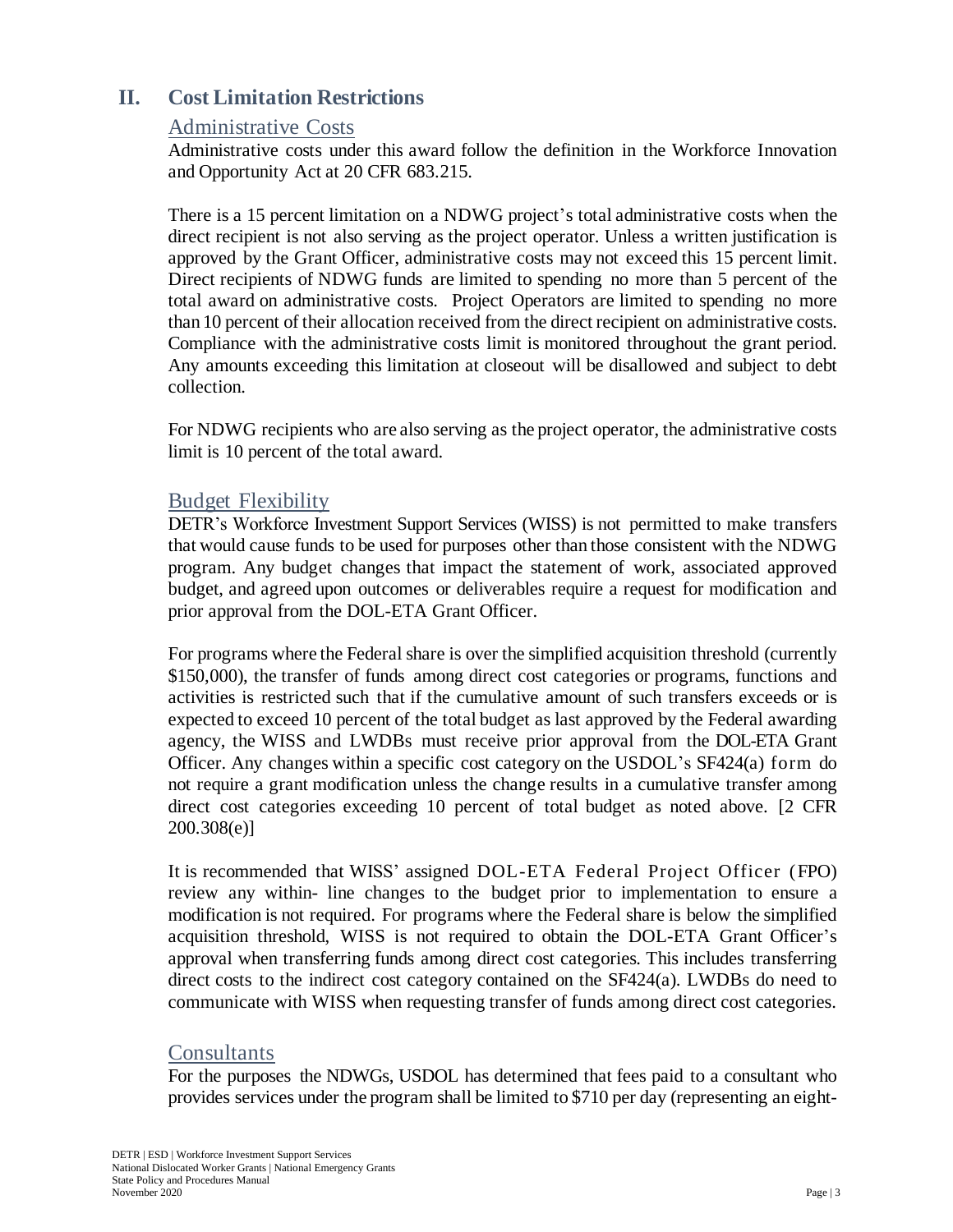## II. Cost Limitation Restrictions

### Administrative Costs

Administrative costs under this award follow the definition in the Workforce Innovation and Opportunity Act at 20 CFR 683.215.

There is a 15 percent limitation on a NDWG project's total administrative costs when the direct recipient is not also serving as the project operator. Unless a written justification is approved by the Grant Officer, administrative costs may not exceed this 15 percent limit. Direct recipients of NDWG funds are limited to spending no more than 5 percent of the total award on administrative costs. Project Operators are limited to spending no more than 10 percent of their allocation received from the direct recipient on administrative costs. Compliance with the administrative costs limit is monitored throughout the grant period. Any amounts exceeding this limitation at closeout will be disallowed and subject to debt collection.

For NDWG recipients who are also serving as the project operator, the administrative costs limit is 10 percent of the total award.

### Budget Flexibility

DETR's Workforce Investment Support Services (WISS) is not permitted to make transfers that would cause funds to be used for purposes other than those consistent with the NDWG program. Any budget changes that impact the statement of work, associated approved budget, and agreed upon outcomes or deliverables require a request for modification and prior approval from the DOL-ETA Grant Officer.

For programs where the Federal share is over the simplified acquisition threshold (currently $150,000), the transfer of funds among direct cost categories or programs, functions and activities is restricted such that if the cumulative amount of such transfers exceeds or is expected to exceed 10 percent of the total budget as last approved by the Federal awarding agency, the WISS and LWDBs must receive prior approval from the DOL-ETA Grant Officer. Any changes within a specific cost category on the USDOL's SF424(a) form do not require a grant modification unless the change results in a cumulative transfer among direct cost categories exceeding 10 percent of total budget as noted above. [2 CFR 200.308(e)]

It is recommended that WISS' assigned DOL-ETA Federal Project Officer (FPO) review any within- line changes to the budget prior to implementation to ensure a modification is not required. For programs where the Federal share is below the simplified acquisition threshold, WISS is not required to obtain the DOL-ETA Grant Officer's approval when transferring funds among direct cost categories. This includes transferring direct costs to the indirect cost category contained on the SF424(a). LWDBs do need to communicate with WISS when requesting transfer of funds among direct cost categories.

### Consultants

For the purposes the NDWGs, USDOL has determined that fees paid to a consultant who provides services under the program shall be limited to $710 per day (representing an eight-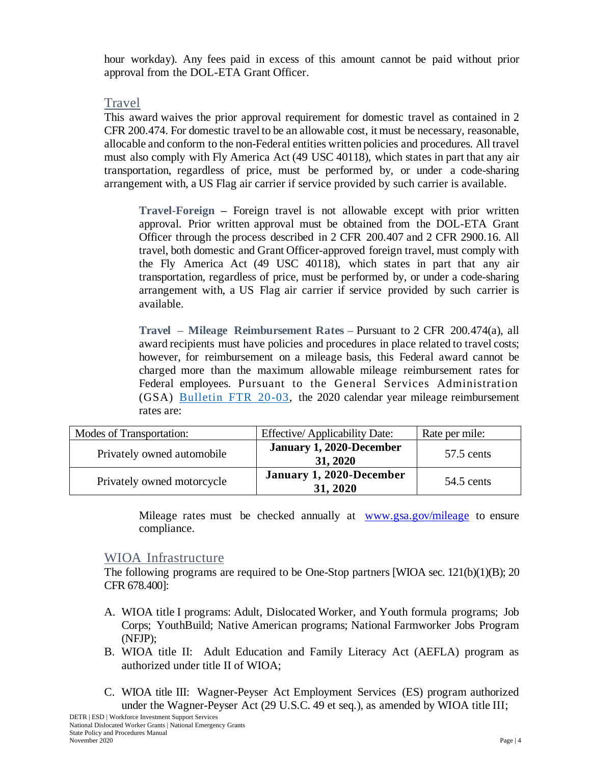hour workday). Any fees paid in excess of this amount cannot be paid without prior approval from the DOL-ETA Grant Officer.

## Travel

This award waives the prior approval requirement for domestic travel as contained in 2 CFR 200.474. For domestic travel to be an allowable cost, it must be necessary, reasonable, allocable and conform to the non-Federal entities written policies and procedures. All travel must also comply with Fly America Act (49 USC 40118), which states in part that any air transportation, regardless of price, must be performed by, or under a code-sharing arrangement with, a US Flag air carrier if service provided by such carrier is available.

**Travel-Foreign** – Foreign travel is not allowable except with prior written approval. Prior written approval must be obtained from the DOL-ETA Grant Officer through the process described in 2 CFR 200.407 and 2 CFR 2900.16. All travel, both domestic and Grant Officer-approved foreign travel, must comply with the Fly America Act (49 USC 40118), which states in part that any air transportation, regardless of price, must be performed by, or under a code-sharing arrangement with, a US Flag air carrier if service provided by such carrier is available.

**Travel – Mileage Reimbursement Rates** – Pursuant to 2 CFR 200.474(a), all award recipients must have policies and procedures in place related to travel costs; however, for reimbursement on a mileage basis, this Federal award cannot be charged more than the maximum allowable mileage reimbursement rates for Federal employees. Pursuant to the General Services Administration (GSA) Bulletin FTR 20-03, the 2020 calendar year mileage reimbursement rates are:

| Modes of Transportation: | Effective/ Applicability Date: | Rate per mile: |
|---|---|---|
| Privately owned automobile | **January 1, 2020-December 31, 2020** | 57.5 cents |
| Privately owned motorcycle | **January 1, 2020-December 31, 2020** | 54.5 cents |

Mileage rates must be checked annually at www.gsa.gov/mileage to ensure compliance.

## WIOA Infrastructure

The following programs are required to be One-Stop partners [WIOA sec. 121(b)(1)(B); 20 CFR 678.400]:

A. WIOA title I programs: Adult, Dislocated Worker, and Youth formula programs; Job Corps; YouthBuild; Native American programs; National Farmworker Jobs Program (NFJP);
B. WIOA title II: Adult Education and Family Literacy Act (AEFLA) program as authorized under title II of WIOA;
C. WIOA title III: Wagner-Peyser Act Employment Services (ES) program authorized under the Wagner-Peyser Act (29 U.S.C. 49 et seq.), as amended by WIOA title III;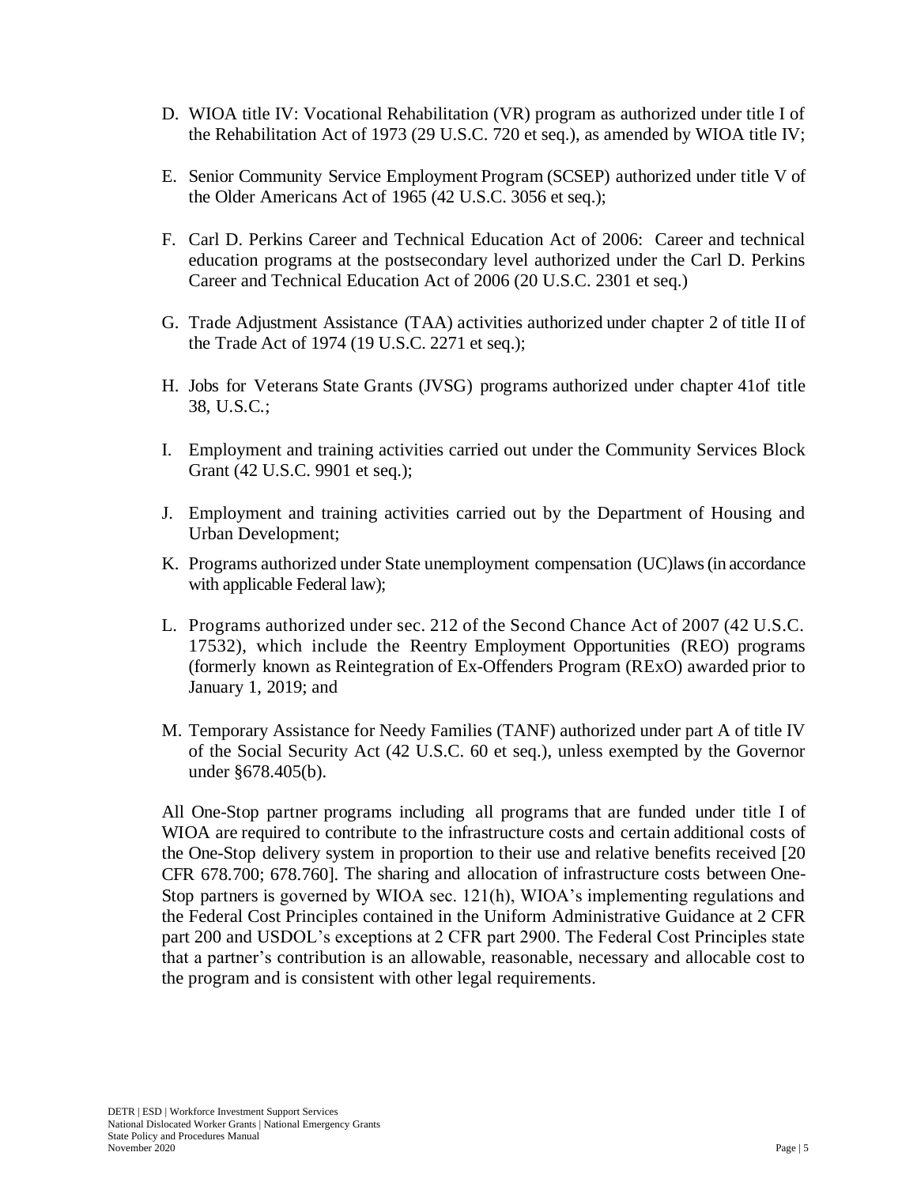D. WIOA title IV: Vocational Rehabilitation (VR) program as authorized under title I of the Rehabilitation Act of 1973 (29 U.S.C. 720 et seq.), as amended by WIOA title IV;

E. Senior Community Service Employment Program (SCSEP) authorized under title V of the Older Americans Act of 1965 (42 U.S.C. 3056 et seq.);

F. Carl D. Perkins Career and Technical Education Act of 2006: Career and technical education programs at the postsecondary level authorized under the Carl D. Perkins Career and Technical Education Act of 2006 (20 U.S.C. 2301 et seq.)

G. Trade Adjustment Assistance (TAA) activities authorized under chapter 2 of title II of the Trade Act of 1974 (19 U.S.C. 2271 et seq.);

H. Jobs for Veterans State Grants (JVSG) programs authorized under chapter 41of title 38, U.S.C.;

I. Employment and training activities carried out under the Community Services Block Grant (42 U.S.C. 9901 et seq.);

J. Employment and training activities carried out by the Department of Housing and Urban Development;

K. Programs authorized under State unemployment compensation (UC)laws (in accordance with applicable Federal law);

L. Programs authorized under sec. 212 of the Second Chance Act of 2007 (42 U.S.C. 17532), which include the Reentry Employment Opportunities (REO) programs (formerly known as Reintegration of Ex-Offenders Program (RExO) awarded prior to January 1, 2019; and

M. Temporary Assistance for Needy Families (TANF) authorized under part A of title IV of the Social Security Act (42 U.S.C. 60 et seq.), unless exempted by the Governor under §678.405(b).

All One-Stop partner programs including all programs that are funded under title I of WIOA are required to contribute to the infrastructure costs and certain additional costs of the One-Stop delivery system in proportion to their use and relative benefits received [20 CFR 678.700; 678.760]. The sharing and allocation of infrastructure costs between One-Stop partners is governed by WIOA sec. 121(h), WIOA's implementing regulations and the Federal Cost Principles contained in the Uniform Administrative Guidance at 2 CFR part 200 and USDOL's exceptions at 2 CFR part 2900. The Federal Cost Principles state that a partner's contribution is an allowable, reasonable, necessary and allocable cost to the program and is consistent with other legal requirements.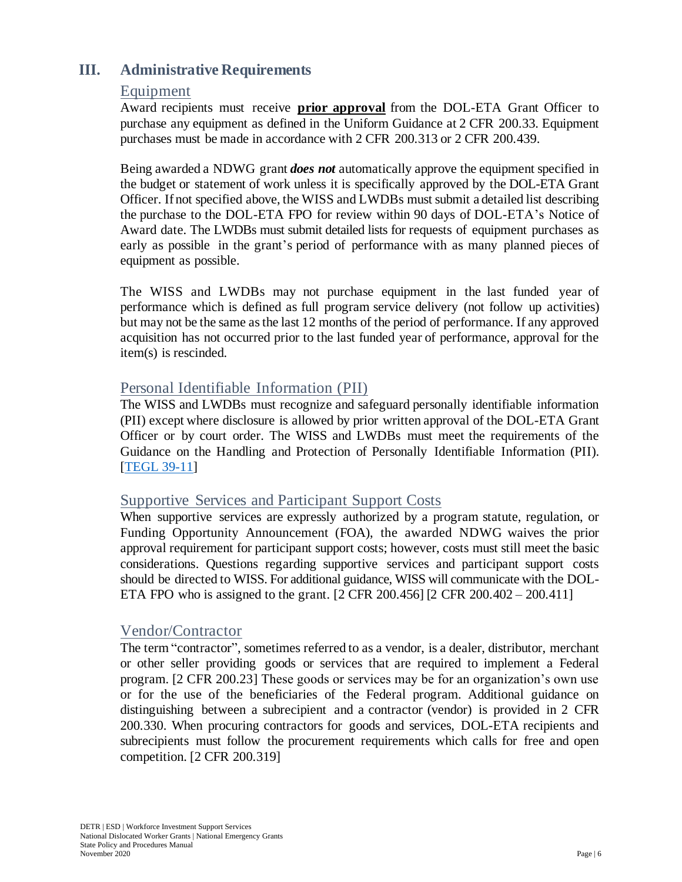## III. Administrative Requirements

### Equipment

Award recipients must receive **prior approval** from the DOL-ETA Grant Officer to purchase any equipment as defined in the Uniform Guidance at 2 CFR 200.33. Equipment purchases must be made in accordance with 2 CFR 200.313 or 2 CFR 200.439.

Being awarded a NDWG grant ***does not*** automatically approve the equipment specified in the budget or statement of work unless it is specifically approved by the DOL-ETA Grant Officer. If not specified above, the WISS and LWDBs must submit a detailed list describing the purchase to the DOL-ETA FPO for review within 90 days of DOL-ETA's Notice of Award date. The LWDBs must submit detailed lists for requests of equipment purchases as early as possible in the grant's period of performance with as many planned pieces of equipment as possible.

The WISS and LWDBs may not purchase equipment in the last funded year of performance which is defined as full program service delivery (not follow up activities) but may not be the same as the last 12 months of the period of performance. If any approved acquisition has not occurred prior to the last funded year of performance, approval for the item(s) is rescinded.

### Personal Identifiable Information (PII)

The WISS and LWDBs must recognize and safeguard personally identifiable information (PII) except where disclosure is allowed by prior written approval of the DOL-ETA Grant Officer or by court order. The WISS and LWDBs must meet the requirements of the Guidance on the Handling and Protection of Personally Identifiable Information (PII). [TEGL 39-11]

### Supportive Services and Participant Support Costs

When supportive services are expressly authorized by a program statute, regulation, or Funding Opportunity Announcement (FOA), the awarded NDWG waives the prior approval requirement for participant support costs; however, costs must still meet the basic considerations. Questions regarding supportive services and participant support costs should be directed to WISS. For additional guidance, WISS will communicate with the DOL-ETA FPO who is assigned to the grant. [2 CFR 200.456] [2 CFR 200.402 – 200.411]

### Vendor/Contractor

The term "contractor", sometimes referred to as a vendor, is a dealer, distributor, merchant or other seller providing goods or services that are required to implement a Federal program. [2 CFR 200.23] These goods or services may be for an organization's own use or for the use of the beneficiaries of the Federal program. Additional guidance on distinguishing between a subrecipient and a contractor (vendor) is provided in 2 CFR 200.330. When procuring contractors for goods and services, DOL-ETA recipients and subrecipients must follow the procurement requirements which calls for free and open competition. [2 CFR 200.319]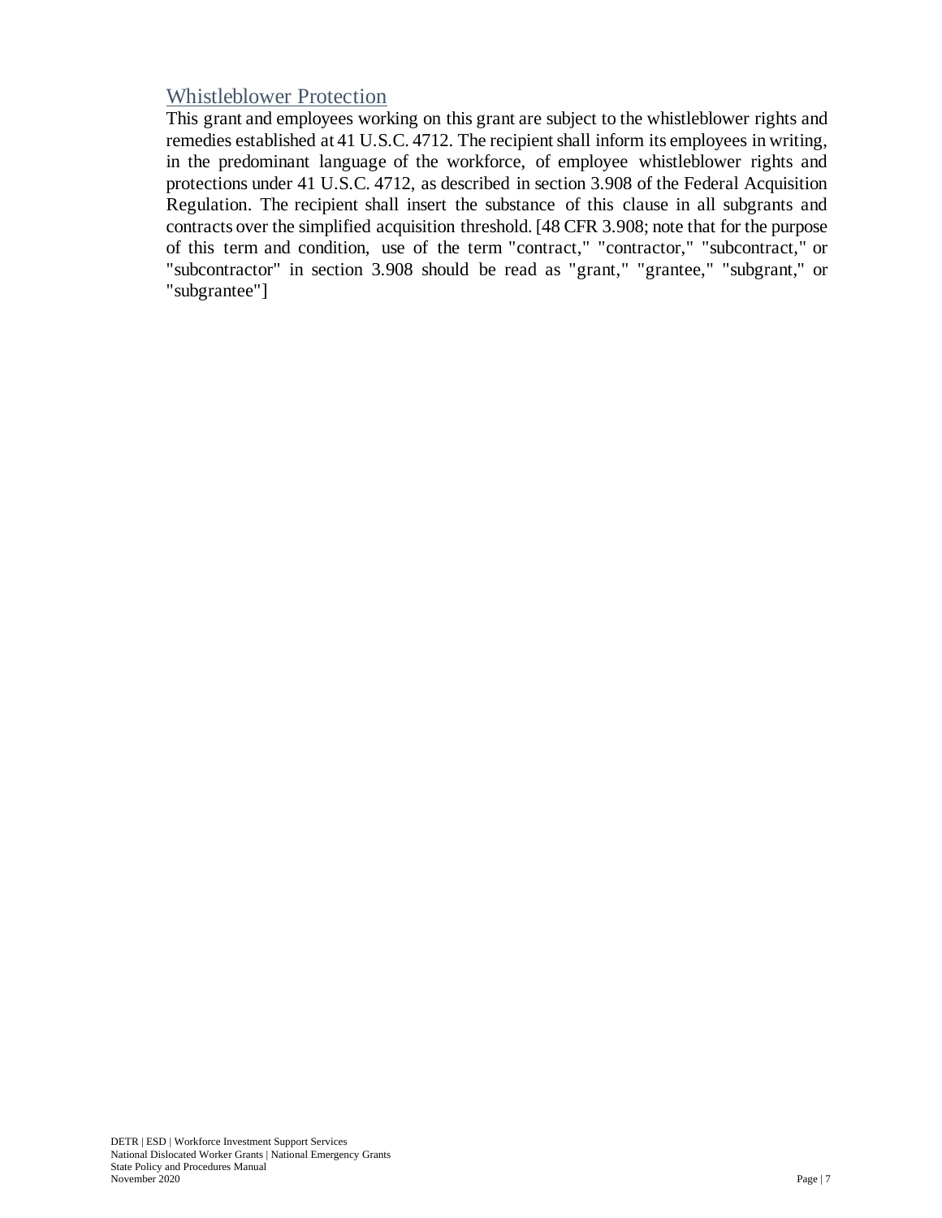## Whistleblower Protection

This grant and employees working on this grant are subject to the whistleblower rights and remedies established at 41 U.S.C. 4712. The recipient shall inform its employees in writing, in the predominant language of the workforce, of employee whistleblower rights and protections under 41 U.S.C. 4712, as described in section 3.908 of the Federal Acquisition Regulation. The recipient shall insert the substance of this clause in all subgrants and contracts over the simplified acquisition threshold. [48 CFR 3.908; note that for the purpose of this term and condition, use of the term "contract," "contractor," "subcontract," or "subcontractor" in section 3.908 should be read as "grant," "grantee," "subgrant," or "subgrantee"]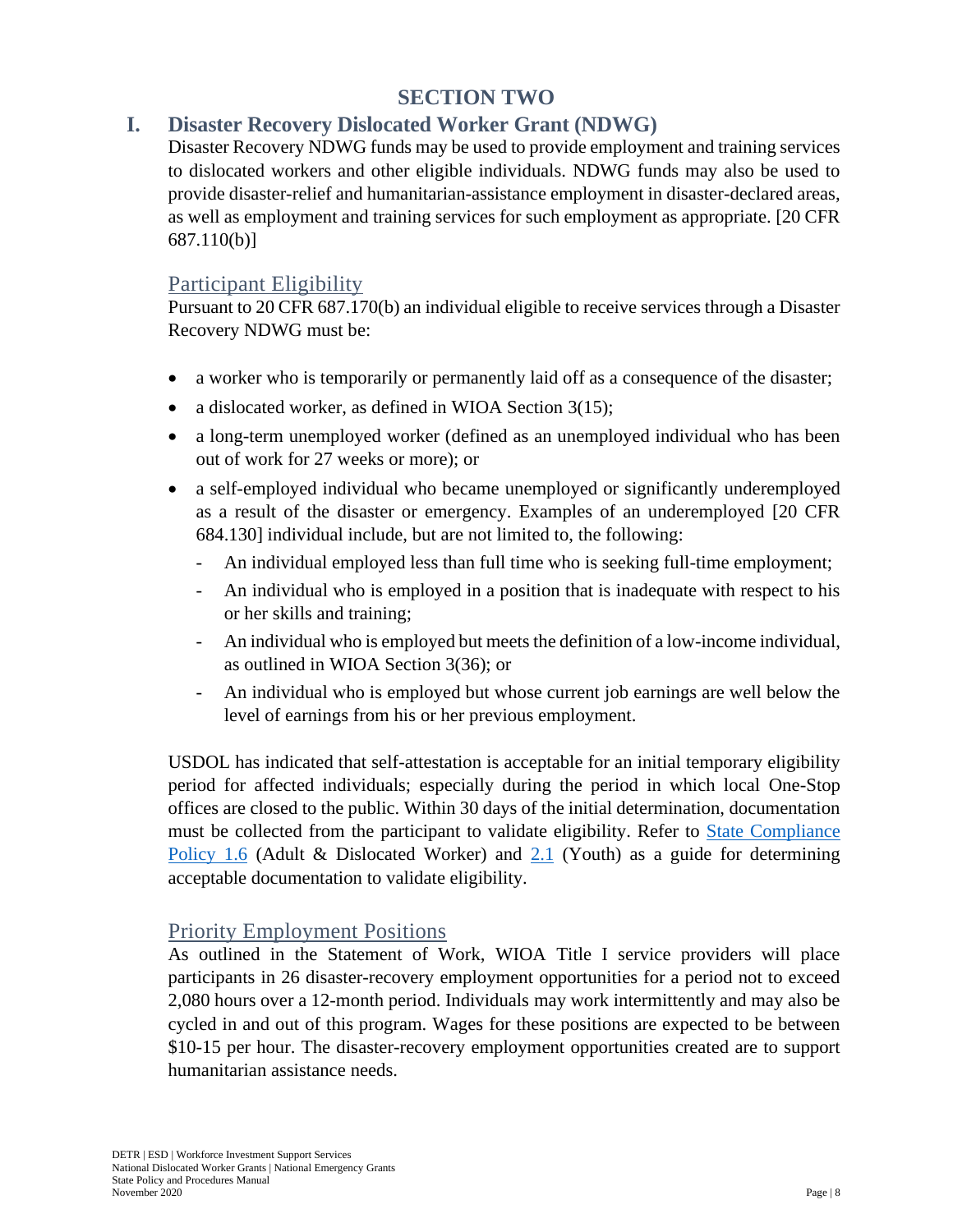# SECTION TWO

## I. Disaster Recovery Dislocated Worker Grant (NDWG)

Disaster Recovery NDWG funds may be used to provide employment and training services to dislocated workers and other eligible individuals. NDWG funds may also be used to provide disaster-relief and humanitarian-assistance employment in disaster-declared areas, as well as employment and training services for such employment as appropriate. [20 CFR 687.110(b)]

### Participant Eligibility

Pursuant to 20 CFR 687.170(b) an individual eligible to receive services through a Disaster Recovery NDWG must be:

- a worker who is temporarily or permanently laid off as a consequence of the disaster;
- a dislocated worker, as defined in WIOA Section 3(15);
- a long-term unemployed worker (defined as an unemployed individual who has been out of work for 27 weeks or more); or
- a self-employed individual who became unemployed or significantly underemployed as a result of the disaster or emergency. Examples of an underemployed [20 CFR 684.130] individual include, but are not limited to, the following:
  - An individual employed less than full time who is seeking full-time employment;
  - An individual who is employed in a position that is inadequate with respect to his or her skills and training;
  - An individual who is employed but meets the definition of a low-income individual, as outlined in WIOA Section 3(36); or
  - An individual who is employed but whose current job earnings are well below the level of earnings from his or her previous employment.

USDOL has indicated that self-attestation is acceptable for an initial temporary eligibility period for affected individuals; especially during the period in which local One-Stop offices are closed to the public. Within 30 days of the initial determination, documentation must be collected from the participant to validate eligibility. Refer to State Compliance Policy 1.6 (Adult & Dislocated Worker) and 2.1 (Youth) as a guide for determining acceptable documentation to validate eligibility.

### Priority Employment Positions

As outlined in the Statement of Work, WIOA Title I service providers will place participants in 26 disaster-recovery employment opportunities for a period not to exceed 2,080 hours over a 12-month period. Individuals may work intermittently and may also be cycled in and out of this program. Wages for these positions are expected to be between $10-15 per hour. The disaster-recovery employment opportunities created are to support humanitarian assistance needs.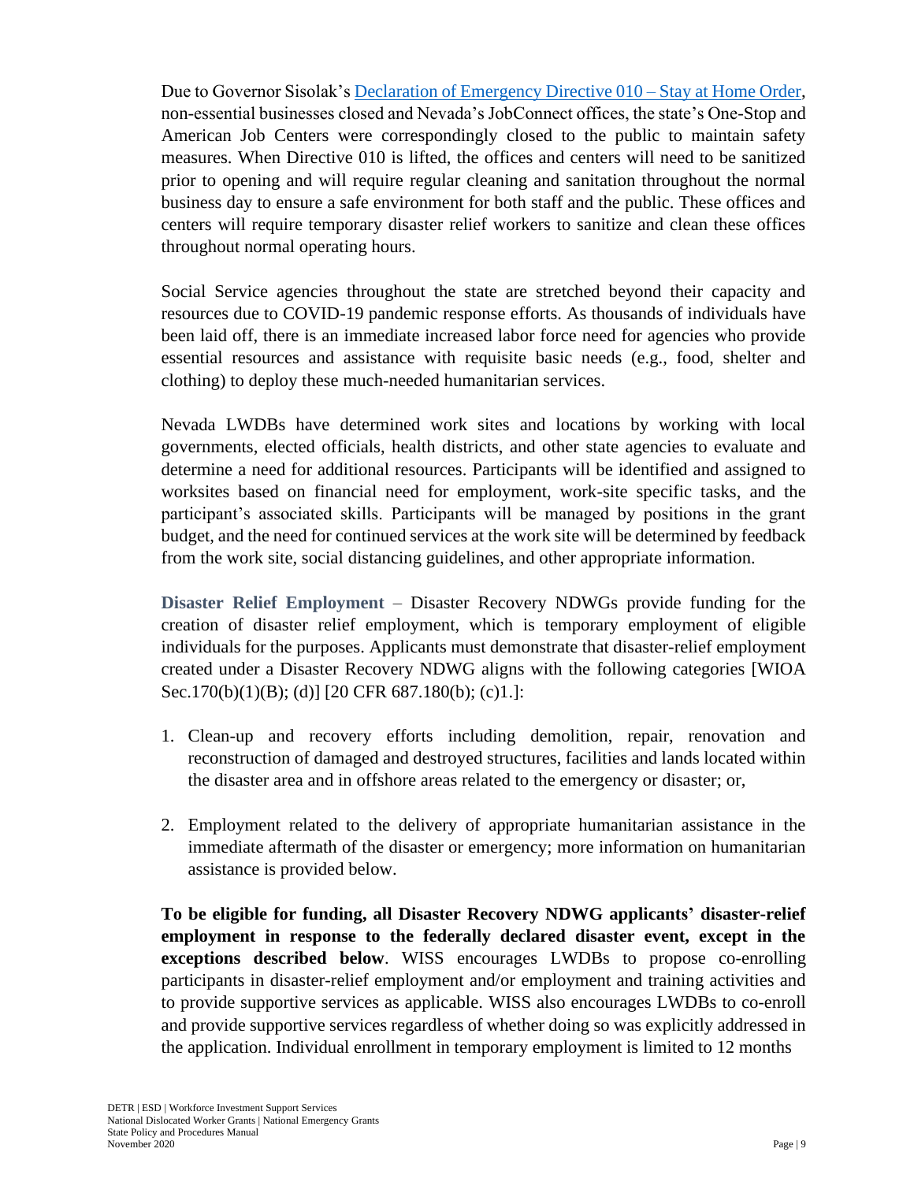Due to Governor Sisolak's [Declaration of Emergency Directive 010 – Stay at Home Order](), non-essential businesses closed and Nevada's JobConnect offices, the state's One-Stop and American Job Centers were correspondingly closed to the public to maintain safety measures. When Directive 010 is lifted, the offices and centers will need to be sanitized prior to opening and will require regular cleaning and sanitation throughout the normal business day to ensure a safe environment for both staff and the public. These offices and centers will require temporary disaster relief workers to sanitize and clean these offices throughout normal operating hours.

Social Service agencies throughout the state are stretched beyond their capacity and resources due to COVID-19 pandemic response efforts. As thousands of individuals have been laid off, there is an immediate increased labor force need for agencies who provide essential resources and assistance with requisite basic needs (e.g., food, shelter and clothing) to deploy these much-needed humanitarian services.

Nevada LWDBs have determined work sites and locations by working with local governments, elected officials, health districts, and other state agencies to evaluate and determine a need for additional resources. Participants will be identified and assigned to worksites based on financial need for employment, work-site specific tasks, and the participant's associated skills. Participants will be managed by positions in the grant budget, and the need for continued services at the work site will be determined by feedback from the work site, social distancing guidelines, and other appropriate information.

**Disaster Relief Employment** – Disaster Recovery NDWGs provide funding for the creation of disaster relief employment, which is temporary employment of eligible individuals for the purposes. Applicants must demonstrate that disaster-relief employment created under a Disaster Recovery NDWG aligns with the following categories [WIOA Sec.170(b)(1)(B); (d)] [20 CFR 687.180(b); (c)1.]:

1. Clean-up and recovery efforts including demolition, repair, renovation and reconstruction of damaged and destroyed structures, facilities and lands located within the disaster area and in offshore areas related to the emergency or disaster; or,

2. Employment related to the delivery of appropriate humanitarian assistance in the immediate aftermath of the disaster or emergency; more information on humanitarian assistance is provided below.

**To be eligible for funding, all Disaster Recovery NDWG applicants' disaster-relief employment in response to the federally declared disaster event, except in the exceptions described below**. WISS encourages LWDBs to propose co-enrolling participants in disaster-relief employment and/or employment and training activities and to provide supportive services as applicable. WISS also encourages LWDBs to co-enroll and provide supportive services regardless of whether doing so was explicitly addressed in the application. Individual enrollment in temporary employment is limited to 12 months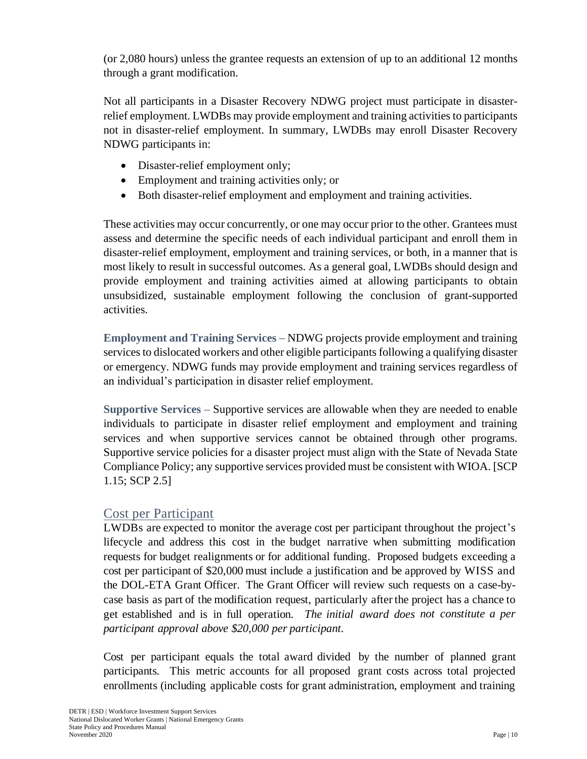(or 2,080 hours) unless the grantee requests an extension of up to an additional 12 months through a grant modification.

Not all participants in a Disaster Recovery NDWG project must participate in disaster-relief employment. LWDBs may provide employment and training activities to participants not in disaster-relief employment. In summary, LWDBs may enroll Disaster Recovery NDWG participants in:

- Disaster-relief employment only;
- Employment and training activities only; or
- Both disaster-relief employment and employment and training activities.

These activities may occur concurrently, or one may occur prior to the other. Grantees must assess and determine the specific needs of each individual participant and enroll them in disaster-relief employment, employment and training services, or both, in a manner that is most likely to result in successful outcomes. As a general goal, LWDBs should design and provide employment and training activities aimed at allowing participants to obtain unsubsidized, sustainable employment following the conclusion of grant-supported activities.

**Employment and Training Services** – NDWG projects provide employment and training services to dislocated workers and other eligible participants following a qualifying disaster or emergency. NDWG funds may provide employment and training services regardless of an individual's participation in disaster relief employment.

**Supportive Services** – Supportive services are allowable when they are needed to enable individuals to participate in disaster relief employment and employment and training services and when supportive services cannot be obtained through other programs. Supportive service policies for a disaster project must align with the State of Nevada State Compliance Policy; any supportive services provided must be consistent with WIOA. [SCP 1.15; SCP 2.5]

## Cost per Participant

LWDBs are expected to monitor the average cost per participant throughout the project's lifecycle and address this cost in the budget narrative when submitting modification requests for budget realignments or for additional funding. Proposed budgets exceeding a cost per participant of $20,000 must include a justification and be approved by WISS and the DOL-ETA Grant Officer. The Grant Officer will review such requests on a case-by-case basis as part of the modification request, particularly after the project has a chance to get established and is in full operation. *The initial award does not constitute a per participant approval above $20,000 per participant.*

Cost per participant equals the total award divided by the number of planned grant participants. This metric accounts for all proposed grant costs across total projected enrollments (including applicable costs for grant administration, employment and training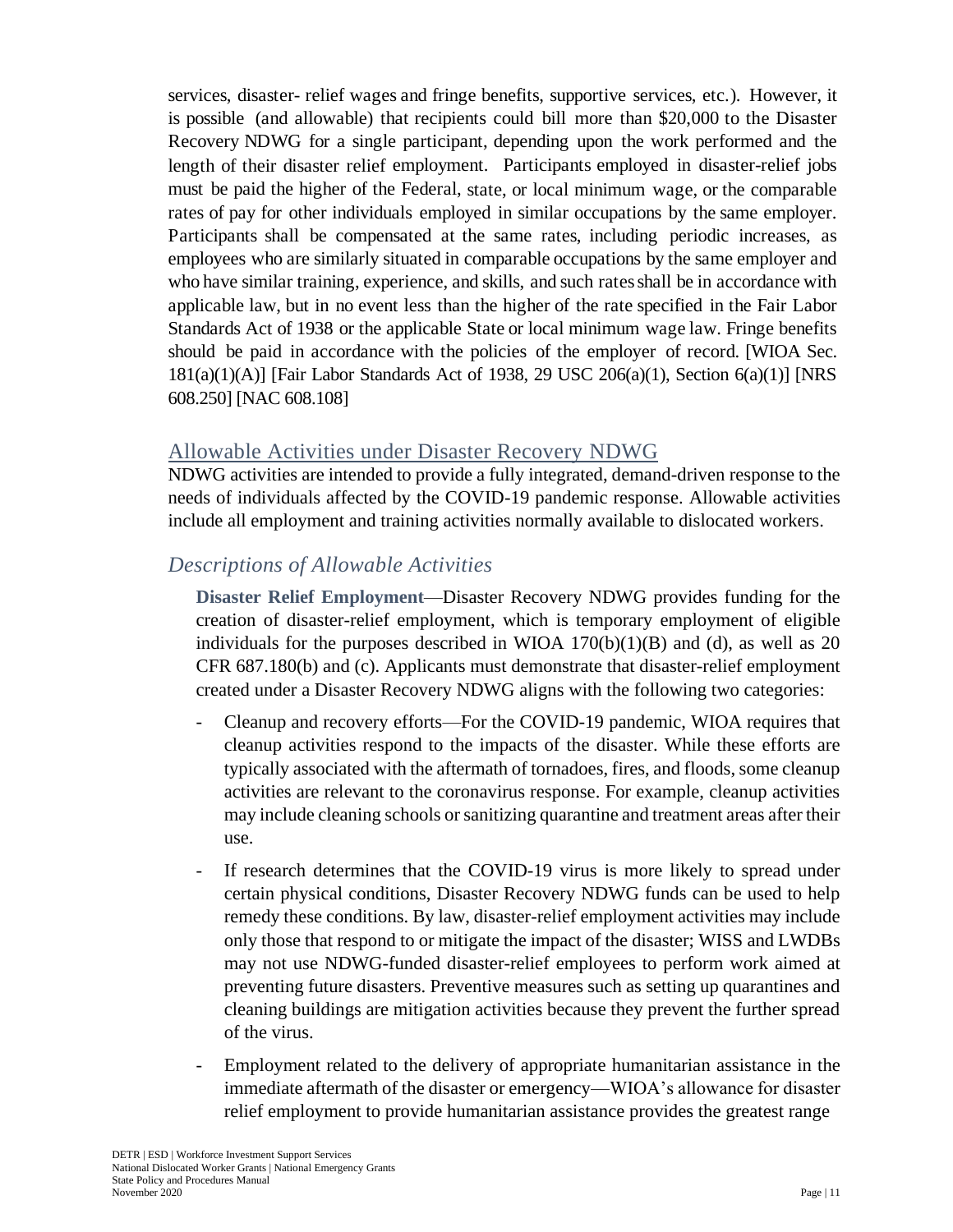services, disaster- relief wages and fringe benefits, supportive services, etc.). However, it is possible (and allowable) that recipients could bill more than $20,000 to the Disaster Recovery NDWG for a single participant, depending upon the work performed and the length of their disaster relief employment. Participants employed in disaster-relief jobs must be paid the higher of the Federal, state, or local minimum wage, or the comparable rates of pay for other individuals employed in similar occupations by the same employer. Participants shall be compensated at the same rates, including periodic increases, as employees who are similarly situated in comparable occupations by the same employer and who have similar training, experience, and skills, and such rates shall be in accordance with applicable law, but in no event less than the higher of the rate specified in the Fair Labor Standards Act of 1938 or the applicable State or local minimum wage law. Fringe benefits should be paid in accordance with the policies of the employer of record. [WIOA Sec. 181(a)(1)(A)] [Fair Labor Standards Act of 1938, 29 USC 206(a)(1), Section 6(a)(1)] [NRS 608.250] [NAC 608.108]

## Allowable Activities under Disaster Recovery NDWG

NDWG activities are intended to provide a fully integrated, demand-driven response to the needs of individuals affected by the COVID-19 pandemic response. Allowable activities include all employment and training activities normally available to dislocated workers.

### *Descriptions of Allowable Activities*

**Disaster Relief Employment**—Disaster Recovery NDWG provides funding for the creation of disaster-relief employment, which is temporary employment of eligible individuals for the purposes described in WIOA 170(b)(1)(B) and (d), as well as 20 CFR 687.180(b) and (c). Applicants must demonstrate that disaster-relief employment created under a Disaster Recovery NDWG aligns with the following two categories:

- Cleanup and recovery efforts—For the COVID-19 pandemic, WIOA requires that cleanup activities respond to the impacts of the disaster. While these efforts are typically associated with the aftermath of tornadoes, fires, and floods, some cleanup activities are relevant to the coronavirus response. For example, cleanup activities may include cleaning schools or sanitizing quarantine and treatment areas after their use.
- If research determines that the COVID-19 virus is more likely to spread under certain physical conditions, Disaster Recovery NDWG funds can be used to help remedy these conditions. By law, disaster-relief employment activities may include only those that respond to or mitigate the impact of the disaster; WISS and LWDBs may not use NDWG-funded disaster-relief employees to perform work aimed at preventing future disasters. Preventive measures such as setting up quarantines and cleaning buildings are mitigation activities because they prevent the further spread of the virus.
- Employment related to the delivery of appropriate humanitarian assistance in the immediate aftermath of the disaster or emergency—WIOA's allowance for disaster relief employment to provide humanitarian assistance provides the greatest range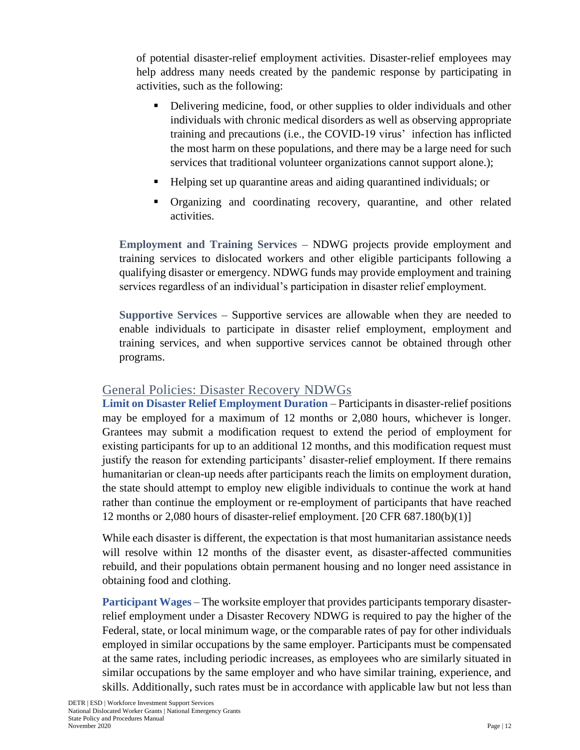of potential disaster-relief employment activities. Disaster-relief employees may help address many needs created by the pandemic response by participating in activities, such as the following:

- Delivering medicine, food, or other supplies to older individuals and other individuals with chronic medical disorders as well as observing appropriate training and precautions (i.e., the COVID-19 virus' infection has inflicted the most harm on these populations, and there may be a large need for such services that traditional volunteer organizations cannot support alone.);
- Helping set up quarantine areas and aiding quarantined individuals; or
- Organizing and coordinating recovery, quarantine, and other related activities.

**Employment and Training Services** – NDWG projects provide employment and training services to dislocated workers and other eligible participants following a qualifying disaster or emergency. NDWG funds may provide employment and training services regardless of an individual's participation in disaster relief employment.

**Supportive Services** – Supportive services are allowable when they are needed to enable individuals to participate in disaster relief employment, employment and training services, and when supportive services cannot be obtained through other programs.

## General Policies: Disaster Recovery NDWGs

**Limit on Disaster Relief Employment Duration** – Participants in disaster-relief positions may be employed for a maximum of 12 months or 2,080 hours, whichever is longer. Grantees may submit a modification request to extend the period of employment for existing participants for up to an additional 12 months, and this modification request must justify the reason for extending participants' disaster-relief employment. If there remains humanitarian or clean-up needs after participants reach the limits on employment duration, the state should attempt to employ new eligible individuals to continue the work at hand rather than continue the employment or re-employment of participants that have reached 12 months or 2,080 hours of disaster-relief employment. [20 CFR 687.180(b)(1)]

While each disaster is different, the expectation is that most humanitarian assistance needs will resolve within 12 months of the disaster event, as disaster-affected communities rebuild, and their populations obtain permanent housing and no longer need assistance in obtaining food and clothing.

**Participant Wages** – The worksite employer that provides participants temporary disaster-relief employment under a Disaster Recovery NDWG is required to pay the higher of the Federal, state, or local minimum wage, or the comparable rates of pay for other individuals employed in similar occupations by the same employer. Participants must be compensated at the same rates, including periodic increases, as employees who are similarly situated in similar occupations by the same employer and who have similar training, experience, and skills. Additionally, such rates must be in accordance with applicable law but not less than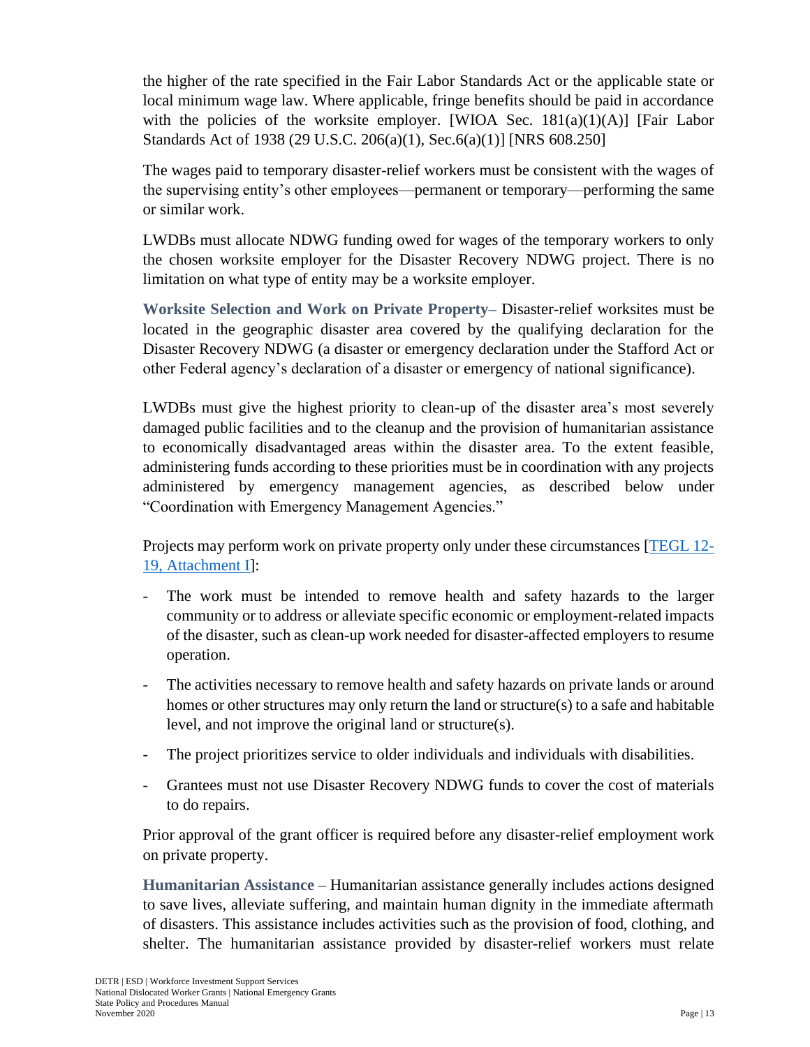the higher of the rate specified in the Fair Labor Standards Act or the applicable state or local minimum wage law. Where applicable, fringe benefits should be paid in accordance with the policies of the worksite employer. [WIOA Sec. 181(a)(1)(A)] [Fair Labor Standards Act of 1938 (29 U.S.C. 206(a)(1), Sec.6(a)(1)] [NRS 608.250]

The wages paid to temporary disaster-relief workers must be consistent with the wages of the supervising entity's other employees—permanent or temporary—performing the same or similar work.

LWDBs must allocate NDWG funding owed for wages of the temporary workers to only the chosen worksite employer for the Disaster Recovery NDWG project. There is no limitation on what type of entity may be a worksite employer.

**Worksite Selection and Work on Private Property–** Disaster-relief worksites must be located in the geographic disaster area covered by the qualifying declaration for the Disaster Recovery NDWG (a disaster or emergency declaration under the Stafford Act or other Federal agency's declaration of a disaster or emergency of national significance).

LWDBs must give the highest priority to clean-up of the disaster area's most severely damaged public facilities and to the cleanup and the provision of humanitarian assistance to economically disadvantaged areas within the disaster area. To the extent feasible, administering funds according to these priorities must be in coordination with any projects administered by emergency management agencies, as described below under "Coordination with Emergency Management Agencies."

Projects may perform work on private property only under these circumstances [TEGL 12-19, Attachment I]:

- The work must be intended to remove health and safety hazards to the larger community or to address or alleviate specific economic or employment-related impacts of the disaster, such as clean-up work needed for disaster-affected employers to resume operation.
- The activities necessary to remove health and safety hazards on private lands or around homes or other structures may only return the land or structure(s) to a safe and habitable level, and not improve the original land or structure(s).
- The project prioritizes service to older individuals and individuals with disabilities.
- Grantees must not use Disaster Recovery NDWG funds to cover the cost of materials to do repairs.

Prior approval of the grant officer is required before any disaster-relief employment work on private property.

**Humanitarian Assistance** – Humanitarian assistance generally includes actions designed to save lives, alleviate suffering, and maintain human dignity in the immediate aftermath of disasters. This assistance includes activities such as the provision of food, clothing, and shelter. The humanitarian assistance provided by disaster-relief workers must relate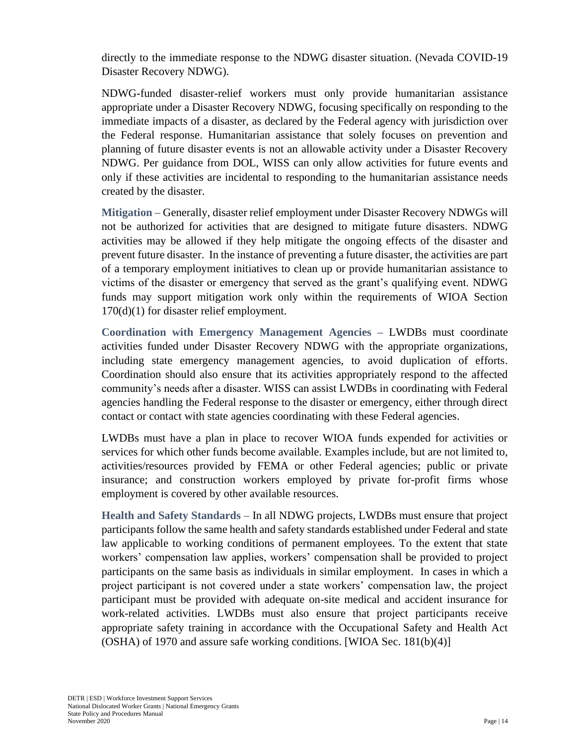directly to the immediate response to the NDWG disaster situation. (Nevada COVID-19 Disaster Recovery NDWG).

NDWG-funded disaster-relief workers must only provide humanitarian assistance appropriate under a Disaster Recovery NDWG, focusing specifically on responding to the immediate impacts of a disaster, as declared by the Federal agency with jurisdiction over the Federal response. Humanitarian assistance that solely focuses on prevention and planning of future disaster events is not an allowable activity under a Disaster Recovery NDWG. Per guidance from DOL, WISS can only allow activities for future events and only if these activities are incidental to responding to the humanitarian assistance needs created by the disaster.

**Mitigation** – Generally, disaster relief employment under Disaster Recovery NDWGs will not be authorized for activities that are designed to mitigate future disasters. NDWG activities may be allowed if they help mitigate the ongoing effects of the disaster and prevent future disaster. In the instance of preventing a future disaster, the activities are part of a temporary employment initiatives to clean up or provide humanitarian assistance to victims of the disaster or emergency that served as the grant's qualifying event. NDWG funds may support mitigation work only within the requirements of WIOA Section 170(d)(1) for disaster relief employment.

**Coordination with Emergency Management Agencies** – LWDBs must coordinate activities funded under Disaster Recovery NDWG with the appropriate organizations, including state emergency management agencies, to avoid duplication of efforts. Coordination should also ensure that its activities appropriately respond to the affected community's needs after a disaster. WISS can assist LWDBs in coordinating with Federal agencies handling the Federal response to the disaster or emergency, either through direct contact or contact with state agencies coordinating with these Federal agencies.

LWDBs must have a plan in place to recover WIOA funds expended for activities or services for which other funds become available. Examples include, but are not limited to, activities/resources provided by FEMA or other Federal agencies; public or private insurance; and construction workers employed by private for-profit firms whose employment is covered by other available resources.

**Health and Safety Standards** – In all NDWG projects, LWDBs must ensure that project participants follow the same health and safety standards established under Federal and state law applicable to working conditions of permanent employees. To the extent that state workers' compensation law applies, workers' compensation shall be provided to project participants on the same basis as individuals in similar employment. In cases in which a project participant is not covered under a state workers' compensation law, the project participant must be provided with adequate on-site medical and accident insurance for work-related activities. LWDBs must also ensure that project participants receive appropriate safety training in accordance with the Occupational Safety and Health Act (OSHA) of 1970 and assure safe working conditions. [WIOA Sec. 181(b)(4)]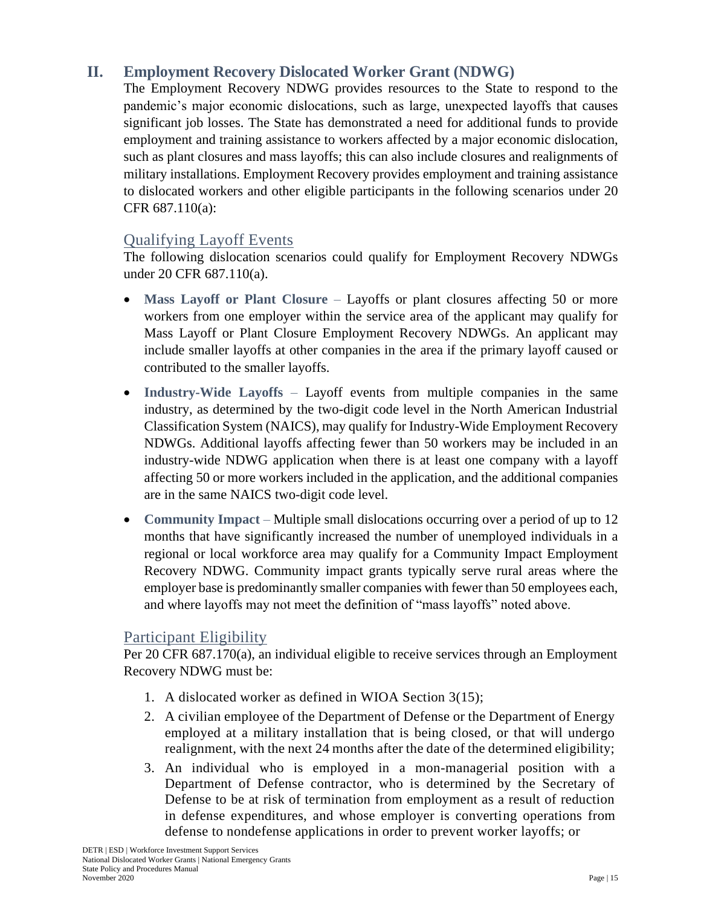## II. Employment Recovery Dislocated Worker Grant (NDWG)

The Employment Recovery NDWG provides resources to the State to respond to the pandemic's major economic dislocations, such as large, unexpected layoffs that causes significant job losses. The State has demonstrated a need for additional funds to provide employment and training assistance to workers affected by a major economic dislocation, such as plant closures and mass layoffs; this can also include closures and realignments of military installations. Employment Recovery provides employment and training assistance to dislocated workers and other eligible participants in the following scenarios under 20 CFR 687.110(a):

### Qualifying Layoff Events

The following dislocation scenarios could qualify for Employment Recovery NDWGs under 20 CFR 687.110(a).

- **Mass Layoff or Plant Closure** – Layoffs or plant closures affecting 50 or more workers from one employer within the service area of the applicant may qualify for Mass Layoff or Plant Closure Employment Recovery NDWGs. An applicant may include smaller layoffs at other companies in the area if the primary layoff caused or contributed to the smaller layoffs.
- **Industry-Wide Layoffs** – Layoff events from multiple companies in the same industry, as determined by the two-digit code level in the North American Industrial Classification System (NAICS), may qualify for Industry-Wide Employment Recovery NDWGs. Additional layoffs affecting fewer than 50 workers may be included in an industry-wide NDWG application when there is at least one company with a layoff affecting 50 or more workers included in the application, and the additional companies are in the same NAICS two-digit code level.
- **Community Impact** – Multiple small dislocations occurring over a period of up to 12 months that have significantly increased the number of unemployed individuals in a regional or local workforce area may qualify for a Community Impact Employment Recovery NDWG. Community impact grants typically serve rural areas where the employer base is predominantly smaller companies with fewer than 50 employees each, and where layoffs may not meet the definition of "mass layoffs" noted above.

### Participant Eligibility

Per 20 CFR 687.170(a), an individual eligible to receive services through an Employment Recovery NDWG must be:

1. A dislocated worker as defined in WIOA Section 3(15);
2. A civilian employee of the Department of Defense or the Department of Energy employed at a military installation that is being closed, or that will undergo realignment, with the next 24 months after the date of the determined eligibility;
3. An individual who is employed in a mon-managerial position with a Department of Defense contractor, who is determined by the Secretary of Defense to be at risk of termination from employment as a result of reduction in defense expenditures, and whose employer is converting operations from defense to nondefense applications in order to prevent worker layoffs; or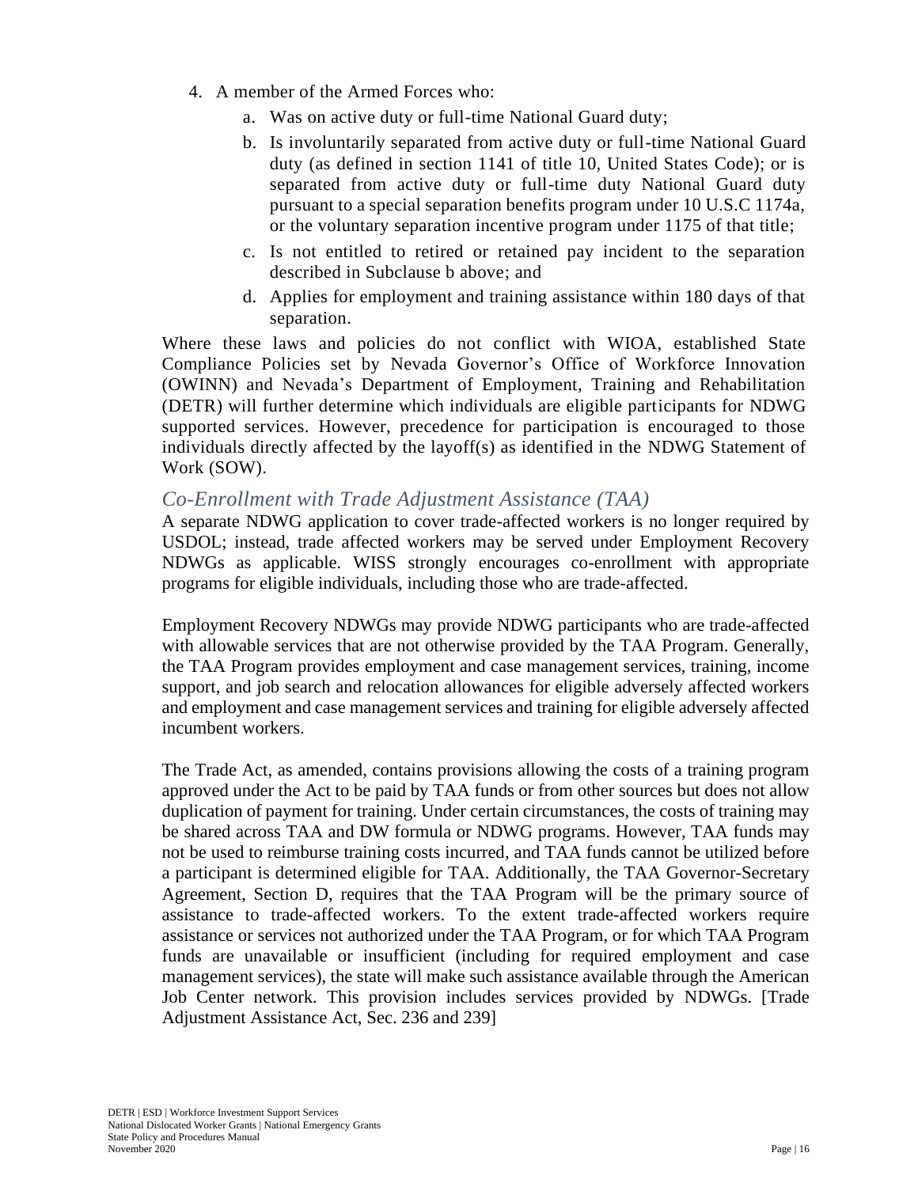4. A member of the Armed Forces who:
    a. Was on active duty or full-time National Guard duty;
    b. Is involuntarily separated from active duty or full-time National Guard duty (as defined in section 1141 of title 10, United States Code); or is separated from active duty or full-time duty National Guard duty pursuant to a special separation benefits program under 10 U.S.C 1174a, or the voluntary separation incentive program under 1175 of that title;
    c. Is not entitled to retired or retained pay incident to the separation described in Subclause b above; and
    d. Applies for employment and training assistance within 180 days of that separation.

Where these laws and policies do not conflict with WIOA, established State Compliance Policies set by Nevada Governor's Office of Workforce Innovation (OWINN) and Nevada's Department of Employment, Training and Rehabilitation (DETR) will further determine which individuals are eligible participants for NDWG supported services. However, precedence for participation is encouraged to those individuals directly affected by the layoff(s) as identified in the NDWG Statement of Work (SOW).

### *Co-Enrollment with Trade Adjustment Assistance (TAA)*

A separate NDWG application to cover trade-affected workers is no longer required by USDOL; instead, trade affected workers may be served under Employment Recovery NDWGs as applicable. WISS strongly encourages co-enrollment with appropriate programs for eligible individuals, including those who are trade-affected.

Employment Recovery NDWGs may provide NDWG participants who are trade-affected with allowable services that are not otherwise provided by the TAA Program. Generally, the TAA Program provides employment and case management services, training, income support, and job search and relocation allowances for eligible adversely affected workers and employment and case management services and training for eligible adversely affected incumbent workers.

The Trade Act, as amended, contains provisions allowing the costs of a training program approved under the Act to be paid by TAA funds or from other sources but does not allow duplication of payment for training. Under certain circumstances, the costs of training may be shared across TAA and DW formula or NDWG programs. However, TAA funds may not be used to reimburse training costs incurred, and TAA funds cannot be utilized before a participant is determined eligible for TAA. Additionally, the TAA Governor-Secretary Agreement, Section D, requires that the TAA Program will be the primary source of assistance to trade-affected workers. To the extent trade-affected workers require assistance or services not authorized under the TAA Program, or for which TAA Program funds are unavailable or insufficient (including for required employment and case management services), the state will make such assistance available through the American Job Center network. This provision includes services provided by NDWGs. [Trade Adjustment Assistance Act, Sec. 236 and 239]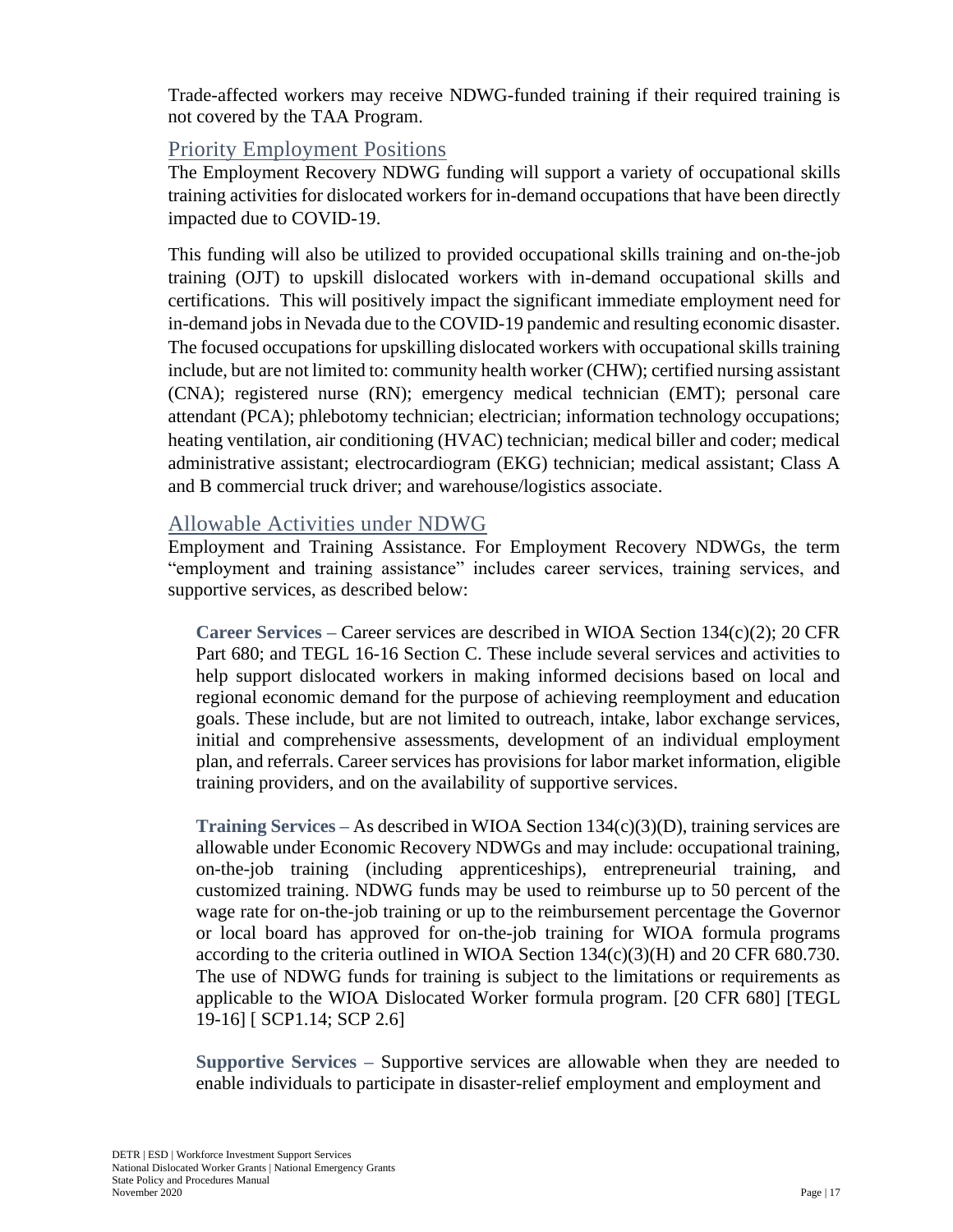Trade-affected workers may receive NDWG-funded training if their required training is not covered by the TAA Program.

## Priority Employment Positions

The Employment Recovery NDWG funding will support a variety of occupational skills training activities for dislocated workers for in-demand occupations that have been directly impacted due to COVID-19.

This funding will also be utilized to provided occupational skills training and on-the-job training (OJT) to upskill dislocated workers with in-demand occupational skills and certifications. This will positively impact the significant immediate employment need for in-demand jobs in Nevada due to the COVID-19 pandemic and resulting economic disaster. The focused occupations for upskilling dislocated workers with occupational skills training include, but are not limited to: community health worker (CHW); certified nursing assistant (CNA); registered nurse (RN); emergency medical technician (EMT); personal care attendant (PCA); phlebotomy technician; electrician; information technology occupations; heating ventilation, air conditioning (HVAC) technician; medical biller and coder; medical administrative assistant; electrocardiogram (EKG) technician; medical assistant; Class A and B commercial truck driver; and warehouse/logistics associate.

## Allowable Activities under NDWG

Employment and Training Assistance. For Employment Recovery NDWGs, the term "employment and training assistance" includes career services, training services, and supportive services, as described below:

**Career Services** – Career services are described in WIOA Section 134(c)(2); 20 CFR Part 680; and TEGL 16-16 Section C. These include several services and activities to help support dislocated workers in making informed decisions based on local and regional economic demand for the purpose of achieving reemployment and education goals. These include, but are not limited to outreach, intake, labor exchange services, initial and comprehensive assessments, development of an individual employment plan, and referrals. Career services has provisions for labor market information, eligible training providers, and on the availability of supportive services.

**Training Services** – As described in WIOA Section 134(c)(3)(D), training services are allowable under Economic Recovery NDWGs and may include: occupational training, on-the-job training (including apprenticeships), entrepreneurial training, and customized training. NDWG funds may be used to reimburse up to 50 percent of the wage rate for on-the-job training or up to the reimbursement percentage the Governor or local board has approved for on-the-job training for WIOA formula programs according to the criteria outlined in WIOA Section 134(c)(3)(H) and 20 CFR 680.730. The use of NDWG funds for training is subject to the limitations or requirements as applicable to the WIOA Dislocated Worker formula program. [20 CFR 680] [TEGL 19-16] [ SCP1.14; SCP 2.6]

**Supportive Services** – Supportive services are allowable when they are needed to enable individuals to participate in disaster-relief employment and employment and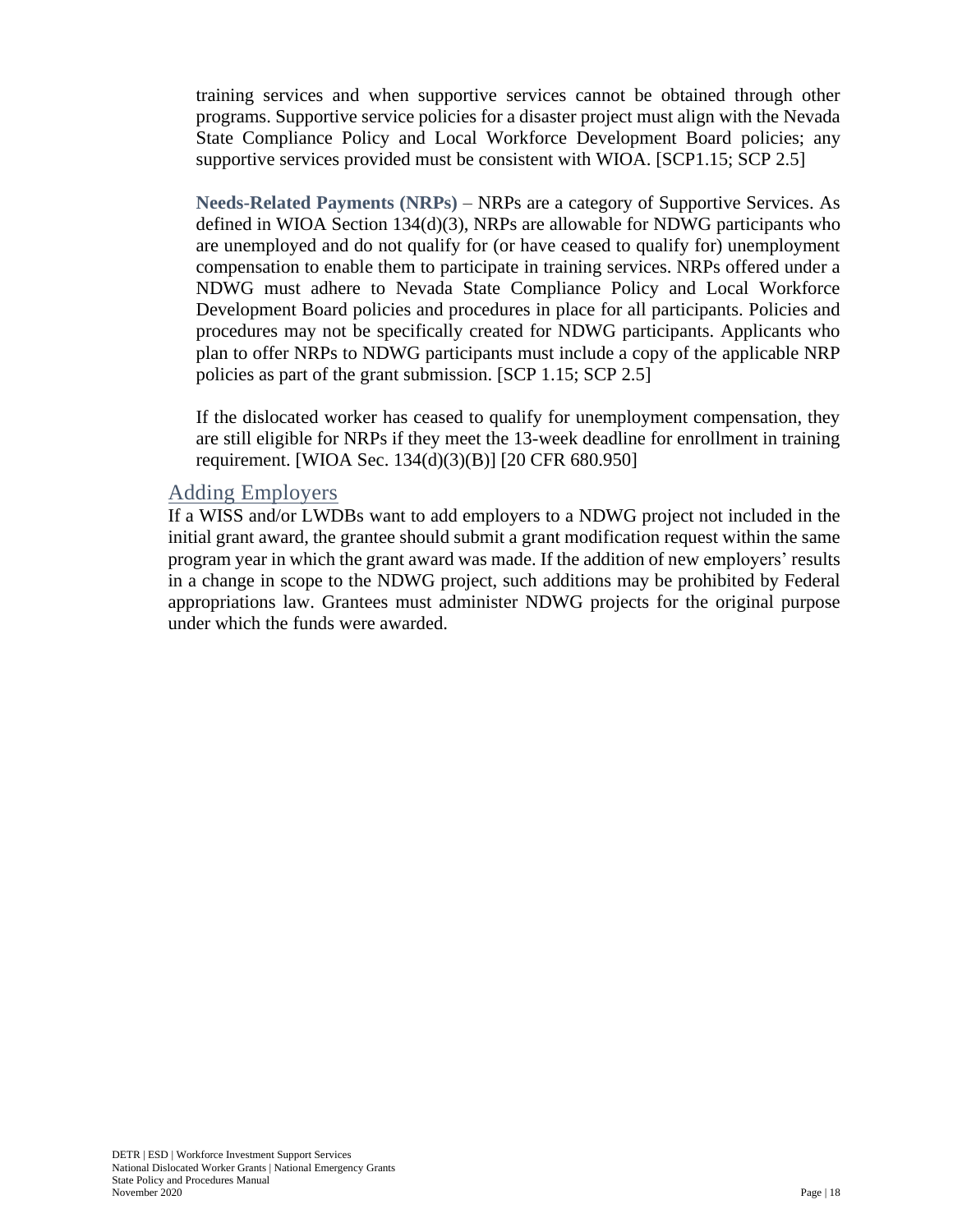training services and when supportive services cannot be obtained through other programs. Supportive service policies for a disaster project must align with the Nevada State Compliance Policy and Local Workforce Development Board policies; any supportive services provided must be consistent with WIOA. [SCP1.15; SCP 2.5]

**Needs-Related Payments (NRPs)** – NRPs are a category of Supportive Services. As defined in WIOA Section 134(d)(3), NRPs are allowable for NDWG participants who are unemployed and do not qualify for (or have ceased to qualify for) unemployment compensation to enable them to participate in training services. NRPs offered under a NDWG must adhere to Nevada State Compliance Policy and Local Workforce Development Board policies and procedures in place for all participants. Policies and procedures may not be specifically created for NDWG participants. Applicants who plan to offer NRPs to NDWG participants must include a copy of the applicable NRP policies as part of the grant submission. [SCP 1.15; SCP 2.5]

If the dislocated worker has ceased to qualify for unemployment compensation, they are still eligible for NRPs if they meet the 13-week deadline for enrollment in training requirement. [WIOA Sec. 134(d)(3)(B)] [20 CFR 680.950]

## Adding Employers

If a WISS and/or LWDBs want to add employers to a NDWG project not included in the initial grant award, the grantee should submit a grant modification request within the same program year in which the grant award was made. If the addition of new employers' results in a change in scope to the NDWG project, such additions may be prohibited by Federal appropriations law. Grantees must administer NDWG projects for the original purpose under which the funds were awarded.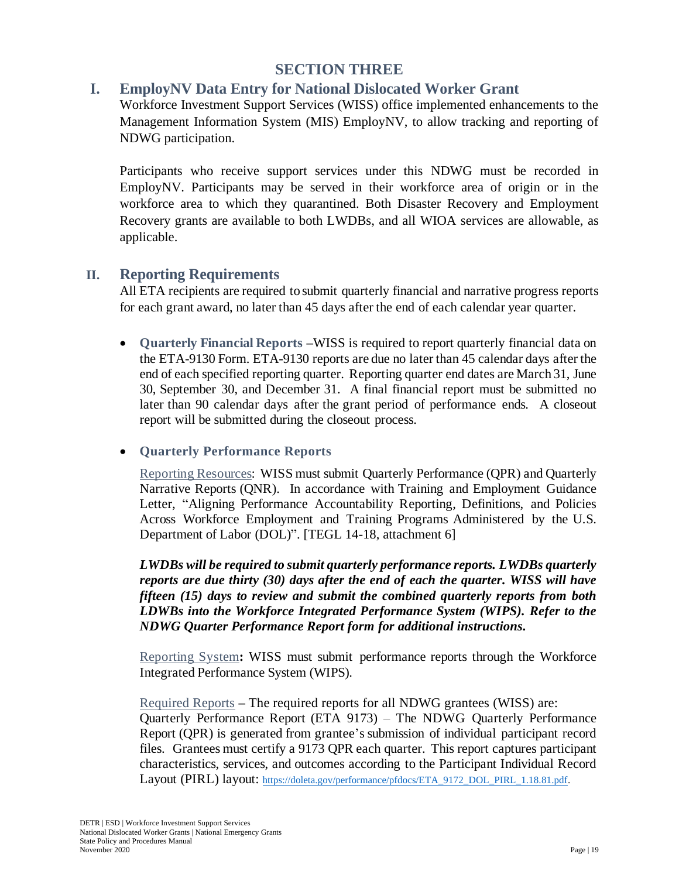# SECTION THREE

## I. EmployNV Data Entry for National Dislocated Worker Grant

Workforce Investment Support Services (WISS) office implemented enhancements to the Management Information System (MIS) EmployNV, to allow tracking and reporting of NDWG participation.

Participants who receive support services under this NDWG must be recorded in EmployNV. Participants may be served in their workforce area of origin or in the workforce area to which they quarantined. Both Disaster Recovery and Employment Recovery grants are available to both LWDBs, and all WIOA services are allowable, as applicable.

## II. Reporting Requirements

All ETA recipients are required to submit quarterly financial and narrative progress reports for each grant award, no later than 45 days after the end of each calendar year quarter.

- **Quarterly Financial Reports** –WISS is required to report quarterly financial data on the ETA-9130 Form. ETA-9130 reports are due no later than 45 calendar days after the end of each specified reporting quarter. Reporting quarter end dates are March 31, June 30, September 30, and December 31. A final financial report must be submitted no later than 90 calendar days after the grant period of performance ends. A closeout report will be submitted during the closeout process.

- **Quarterly Performance Reports**

  Reporting Resources: WISS must submit Quarterly Performance (QPR) and Quarterly Narrative Reports (QNR). In accordance with Training and Employment Guidance Letter, "Aligning Performance Accountability Reporting, Definitions, and Policies Across Workforce Employment and Training Programs Administered by the U.S. Department of Labor (DOL)". [TEGL 14-18, attachment 6]

  ***LWDBs will be required to submit quarterly performance reports. LWDBs quarterly reports are due thirty (30) days after the end of each the quarter. WISS will have fifteen (15) days to review and submit the combined quarterly reports from both LDWBs into the Workforce Integrated Performance System (WIPS). Refer to the NDWG Quarter Performance Report form for additional instructions.***

  Reporting System**:** WISS must submit performance reports through the Workforce Integrated Performance System (WIPS).

  Required Reports – The required reports for all NDWG grantees (WISS) are:
  Quarterly Performance Report (ETA 9173) – The NDWG Quarterly Performance Report (QPR) is generated from grantee's submission of individual participant record files. Grantees must certify a 9173 QPR each quarter. This report captures participant characteristics, services, and outcomes according to the Participant Individual Record Layout (PIRL) layout: https://doleta.gov/performance/pfdocs/ETA_9172_DOL_PIRL_1.18.81.pdf.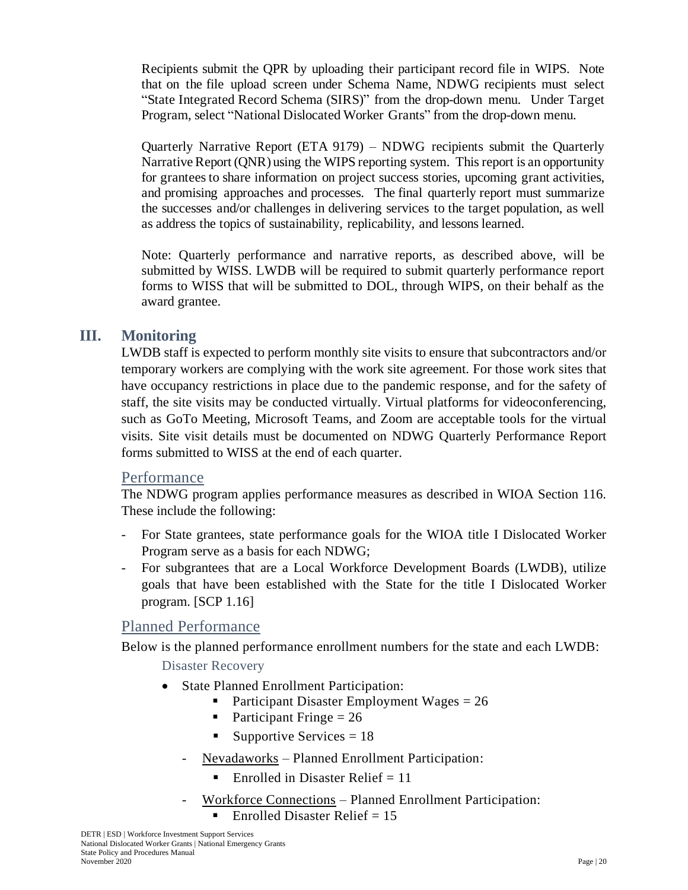Recipients submit the QPR by uploading their participant record file in WIPS. Note that on the file upload screen under Schema Name, NDWG recipients must select "State Integrated Record Schema (SIRS)" from the drop-down menu. Under Target Program, select "National Dislocated Worker Grants" from the drop-down menu.

Quarterly Narrative Report (ETA 9179) – NDWG recipients submit the Quarterly Narrative Report (QNR) using the WIPS reporting system. This report is an opportunity for grantees to share information on project success stories, upcoming grant activities, and promising approaches and processes. The final quarterly report must summarize the successes and/or challenges in delivering services to the target population, as well as address the topics of sustainability, replicability, and lessons learned.

Note: Quarterly performance and narrative reports, as described above, will be submitted by WISS. LWDB will be required to submit quarterly performance report forms to WISS that will be submitted to DOL, through WIPS, on their behalf as the award grantee.

## III. Monitoring

LWDB staff is expected to perform monthly site visits to ensure that subcontractors and/or temporary workers are complying with the work site agreement. For those work sites that have occupancy restrictions in place due to the pandemic response, and for the safety of staff, the site visits may be conducted virtually. Virtual platforms for videoconferencing, such as GoTo Meeting, Microsoft Teams, and Zoom are acceptable tools for the virtual visits. Site visit details must be documented on NDWG Quarterly Performance Report forms submitted to WISS at the end of each quarter.

### Performance

The NDWG program applies performance measures as described in WIOA Section 116. These include the following:

- For State grantees, state performance goals for the WIOA title I Dislocated Worker Program serve as a basis for each NDWG;
- For subgrantees that are a Local Workforce Development Boards (LWDB), utilize goals that have been established with the State for the title I Dislocated Worker program. [SCP 1.16]

### Planned Performance

Below is the planned performance enrollment numbers for the state and each LWDB:

#### Disaster Recovery

- State Planned Enrollment Participation:
  - Participant Disaster Employment Wages = 26
  - Participant Fringe = 26
  - Supportive Services = 18
- Nevadaworks – Planned Enrollment Participation:
  - Enrolled in Disaster Relief = 11
- Workforce Connections – Planned Enrollment Participation:
  - Enrolled Disaster Relief = 15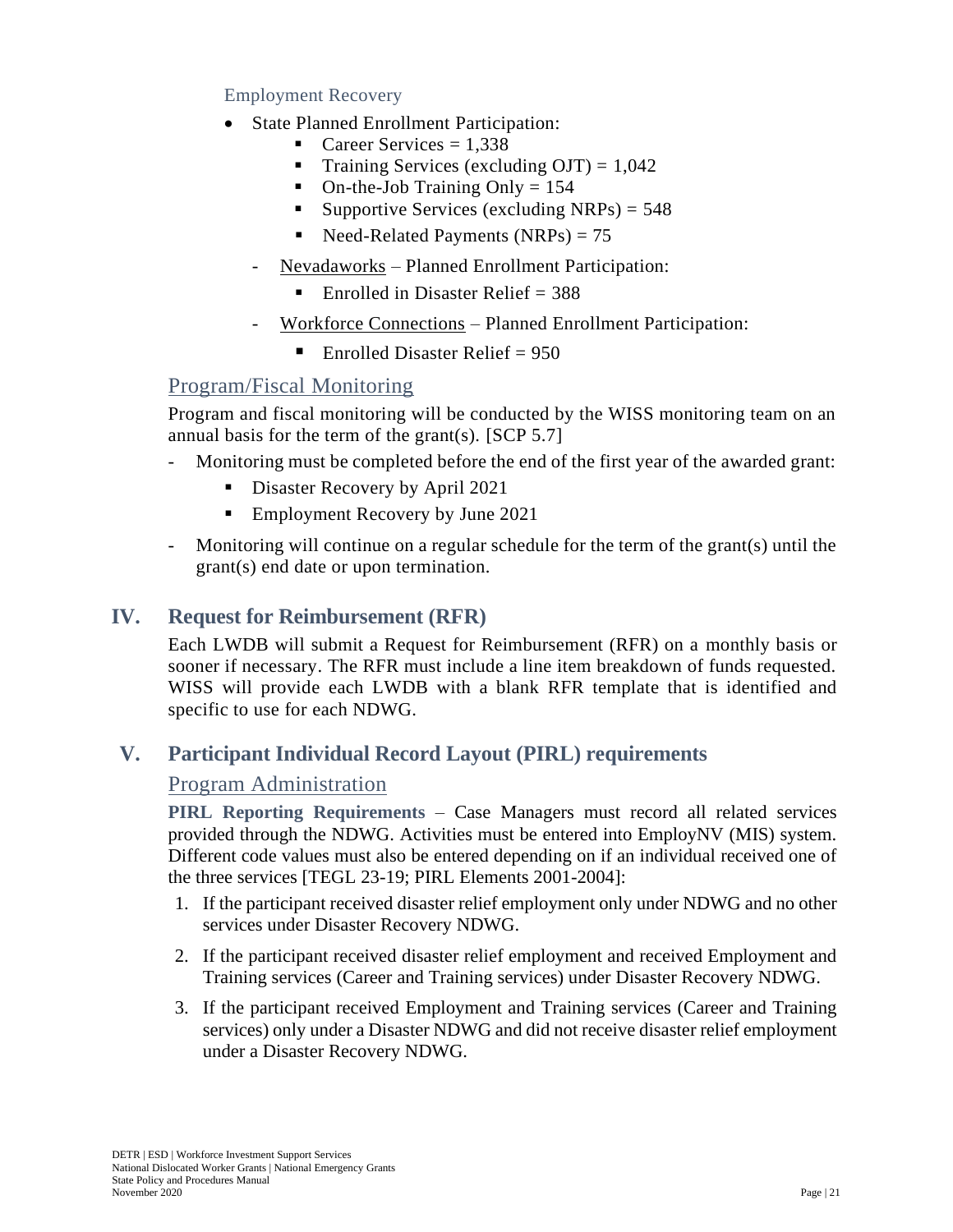Employment Recovery

- State Planned Enrollment Participation:
  - Career Services = 1,338
  - Training Services (excluding OJT) = 1,042
  - On-the-Job Training Only = 154
  - Supportive Services (excluding NRPs) = 548
  - Need-Related Payments (NRPs) = 75
- Nevadaworks – Planned Enrollment Participation:
  - Enrolled in Disaster Relief = 388
- Workforce Connections – Planned Enrollment Participation:
  - Enrolled Disaster Relief = 950

### Program/Fiscal Monitoring

Program and fiscal monitoring will be conducted by the WISS monitoring team on an annual basis for the term of the grant(s). [SCP 5.7]

- Monitoring must be completed before the end of the first year of the awarded grant:
  - Disaster Recovery by April 2021
  - Employment Recovery by June 2021
- Monitoring will continue on a regular schedule for the term of the grant(s) until the grant(s) end date or upon termination.

## IV. Request for Reimbursement (RFR)

Each LWDB will submit a Request for Reimbursement (RFR) on a monthly basis or sooner if necessary. The RFR must include a line item breakdown of funds requested. WISS will provide each LWDB with a blank RFR template that is identified and specific to use for each NDWG.

## V. Participant Individual Record Layout (PIRL) requirements

### Program Administration

**PIRL Reporting Requirements** – Case Managers must record all related services provided through the NDWG. Activities must be entered into EmployNV (MIS) system. Different code values must also be entered depending on if an individual received one of the three services [TEGL 23-19; PIRL Elements 2001-2004]:

1. If the participant received disaster relief employment only under NDWG and no other services under Disaster Recovery NDWG.
2. If the participant received disaster relief employment and received Employment and Training services (Career and Training services) under Disaster Recovery NDWG.
3. If the participant received Employment and Training services (Career and Training services) only under a Disaster NDWG and did not receive disaster relief employment under a Disaster Recovery NDWG.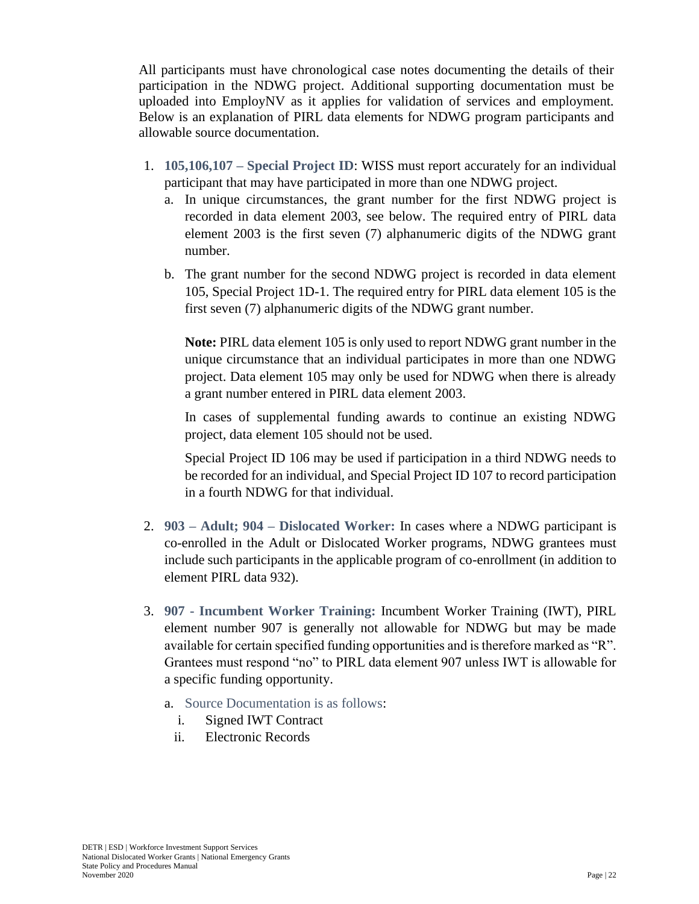All participants must have chronological case notes documenting the details of their participation in the NDWG project. Additional supporting documentation must be uploaded into EmployNV as it applies for validation of services and employment. Below is an explanation of PIRL data elements for NDWG program participants and allowable source documentation.

1. **105,106,107 – Special Project ID**: WISS must report accurately for an individual participant that may have participated in more than one NDWG project.
   a. In unique circumstances, the grant number for the first NDWG project is recorded in data element 2003, see below. The required entry of PIRL data element 2003 is the first seven (7) alphanumeric digits of the NDWG grant number.
   b. The grant number for the second NDWG project is recorded in data element 105, Special Project 1D-1. The required entry for PIRL data element 105 is the first seven (7) alphanumeric digits of the NDWG grant number.

      **Note:** PIRL data element 105 is only used to report NDWG grant number in the unique circumstance that an individual participates in more than one NDWG project. Data element 105 may only be used for NDWG when there is already a grant number entered in PIRL data element 2003.

      In cases of supplemental funding awards to continue an existing NDWG project, data element 105 should not be used.

      Special Project ID 106 may be used if participation in a third NDWG needs to be recorded for an individual, and Special Project ID 107 to record participation in a fourth NDWG for that individual.

2. **903 – Adult; 904 – Dislocated Worker:** In cases where a NDWG participant is co-enrolled in the Adult or Dislocated Worker programs, NDWG grantees must include such participants in the applicable program of co-enrollment (in addition to element PIRL data 932).

3. **907 - Incumbent Worker Training:** Incumbent Worker Training (IWT), PIRL element number 907 is generally not allowable for NDWG but may be made available for certain specified funding opportunities and is therefore marked as "R". Grantees must respond "no" to PIRL data element 907 unless IWT is allowable for a specific funding opportunity.
   a. Source Documentation is as follows:
      i. Signed IWT Contract
      ii. Electronic Records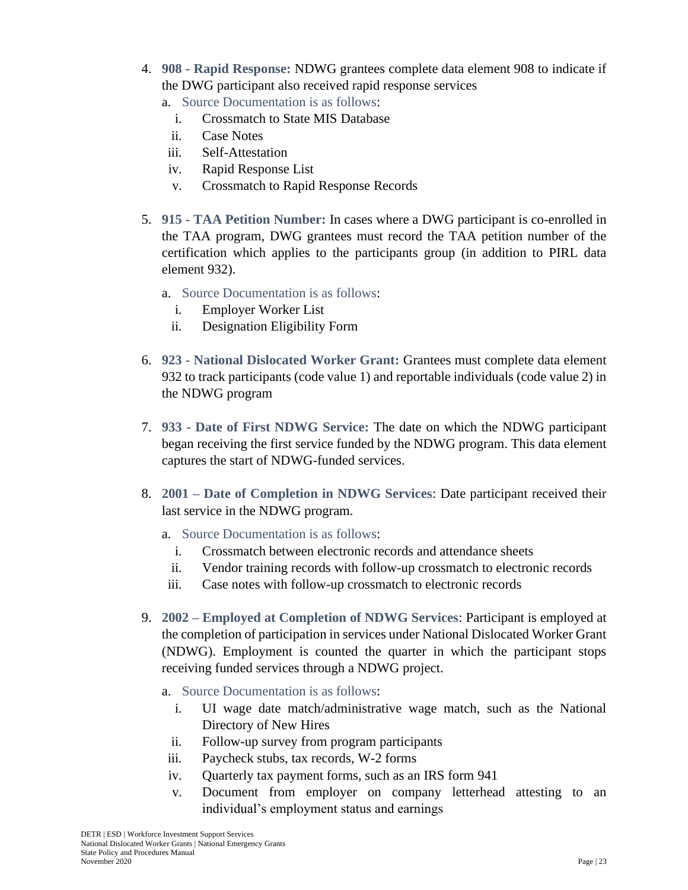4. **908 - Rapid Response:** NDWG grantees complete data element 908 to indicate if the DWG participant also received rapid response services
   a. Source Documentation is as follows:
      i. Crossmatch to State MIS Database
      ii. Case Notes
      iii. Self-Attestation
      iv. Rapid Response List
      v. Crossmatch to Rapid Response Records

5. **915 - TAA Petition Number:** In cases where a DWG participant is co-enrolled in the TAA program, DWG grantees must record the TAA petition number of the certification which applies to the participants group (in addition to PIRL data element 932).
   a. Source Documentation is as follows:
      i. Employer Worker List
      ii. Designation Eligibility Form

6. **923 - National Dislocated Worker Grant:** Grantees must complete data element 932 to track participants (code value 1) and reportable individuals (code value 2) in the NDWG program

7. **933 - Date of First NDWG Service:** The date on which the NDWG participant began receiving the first service funded by the NDWG program. This data element captures the start of NDWG-funded services.

8. **2001 – Date of Completion in NDWG Services**: Date participant received their last service in the NDWG program.
   a. Source Documentation is as follows:
      i. Crossmatch between electronic records and attendance sheets
      ii. Vendor training records with follow-up crossmatch to electronic records
      iii. Case notes with follow-up crossmatch to electronic records

9. **2002 – Employed at Completion of NDWG Services**: Participant is employed at the completion of participation in services under National Dislocated Worker Grant (NDWG). Employment is counted the quarter in which the participant stops receiving funded services through a NDWG project.
   a. Source Documentation is as follows:
      i. UI wage date match/administrative wage match, such as the National Directory of New Hires
      ii. Follow-up survey from program participants
      iii. Paycheck stubs, tax records, W-2 forms
      iv. Quarterly tax payment forms, such as an IRS form 941
      v. Document from employer on company letterhead attesting to an individual's employment status and earnings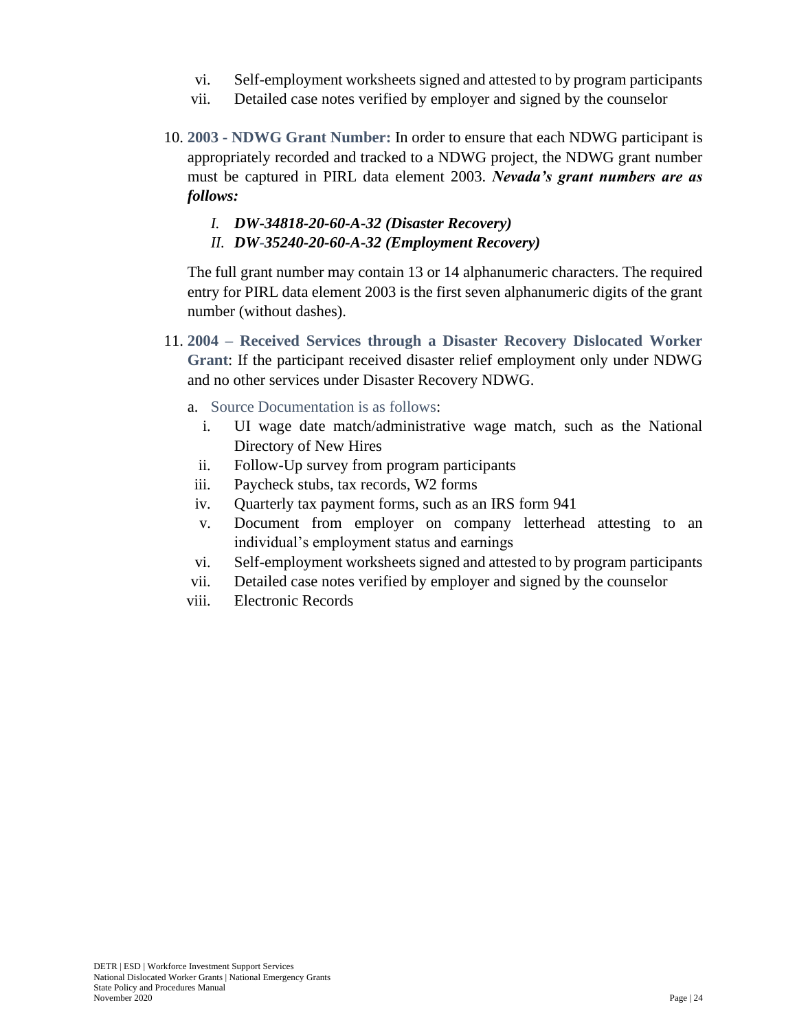vi. Self-employment worksheets signed and attested to by program participants
vii. Detailed case notes verified by employer and signed by the counselor

10. **2003 - NDWG Grant Number:** In order to ensure that each NDWG participant is appropriately recorded and tracked to a NDWG project, the NDWG grant number must be captured in PIRL data element 2003. ***Nevada's grant numbers are as follows:***

    *I.* ***DW-34818-20-60-A-32 (Disaster Recovery)***
    *II.* ***DW-35240-20-60-A-32 (Employment Recovery)***

    The full grant number may contain 13 or 14 alphanumeric characters. The required entry for PIRL data element 2003 is the first seven alphanumeric digits of the grant number (without dashes).

11. **2004 – Received Services through a Disaster Recovery Dislocated Worker Grant**: If the participant received disaster relief employment only under NDWG and no other services under Disaster Recovery NDWG.

    a. Source Documentation is as follows:
       i. UI wage date match/administrative wage match, such as the National Directory of New Hires
       ii. Follow-Up survey from program participants
       iii. Paycheck stubs, tax records, W2 forms
       iv. Quarterly tax payment forms, such as an IRS form 941
       v. Document from employer on company letterhead attesting to an individual's employment status and earnings
       vi. Self-employment worksheets signed and attested to by program participants
       vii. Detailed case notes verified by employer and signed by the counselor
       viii. Electronic Records